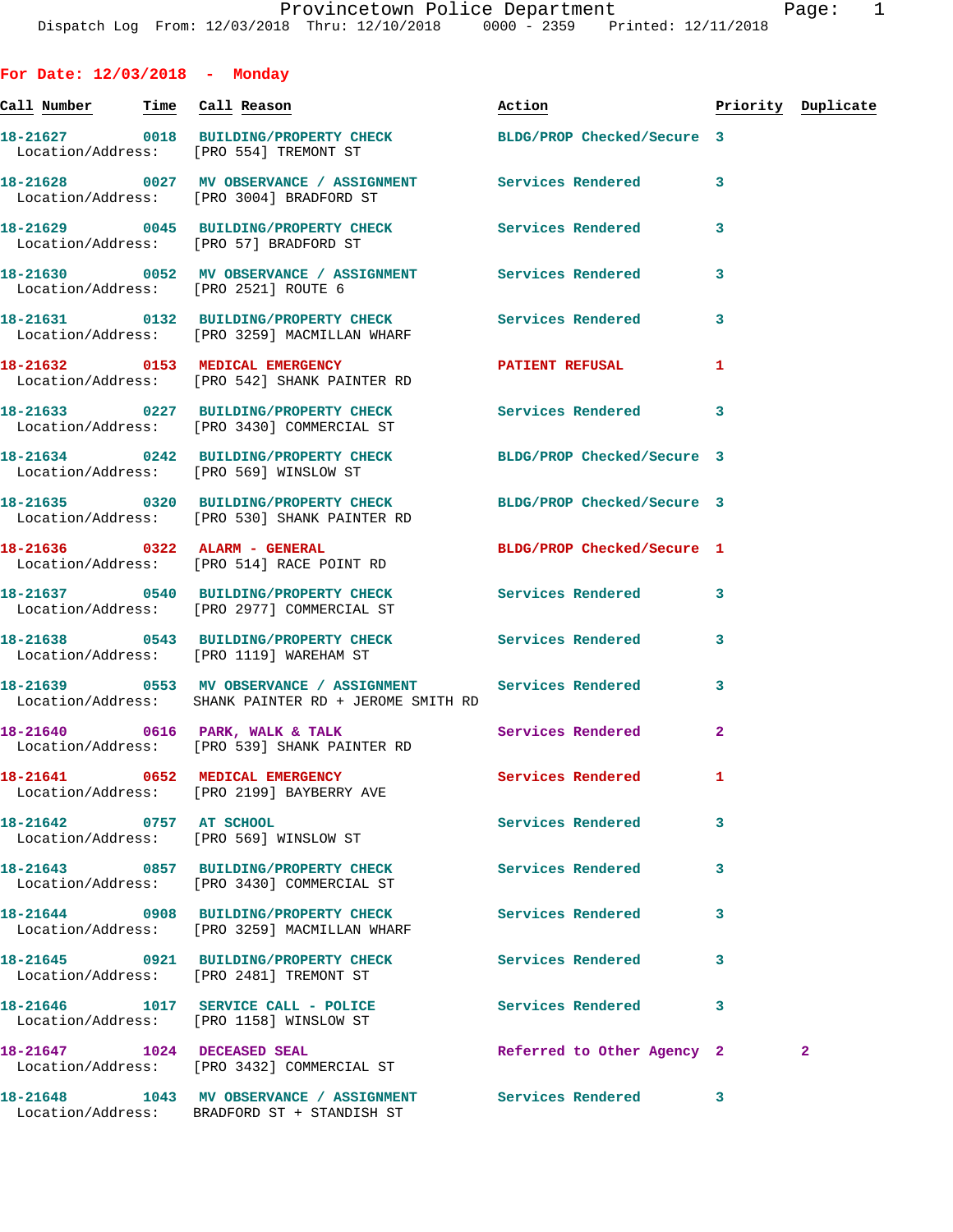Provincetown Police Department
Dispatch Log From: 12/03/2018 Thru: 12/10/2018 0000 - 2359 Printed: 12/11/2018

## For Date: 12/03/2018 - Monday

| Call Number | Time | Call Reason | Action | Priority | Duplicate |
|---|---|---|---|---|---|
| 18-21627 | 0018 | BUILDING/PROPERTY CHECK | BLDG/PROP Checked/Secure | 3 | |
| Location/Address: | | [PRO 554] TREMONT ST | | | |
| 18-21628 | 0027 | MV OBSERVANCE / ASSIGNMENT | Services Rendered | 3 | |
| Location/Address: | | [PRO 3004] BRADFORD ST | | | |
| 18-21629 | 0045 | BUILDING/PROPERTY CHECK | Services Rendered | 3 | |
| Location/Address: | | [PRO 57] BRADFORD ST | | | |
| 18-21630 | 0052 | MV OBSERVANCE / ASSIGNMENT | Services Rendered | 3 | |
| Location/Address: | | [PRO 2521] ROUTE 6 | | | |
| 18-21631 | 0132 | BUILDING/PROPERTY CHECK | Services Rendered | 3 | |
| Location/Address: | | [PRO 3259] MACMILLAN WHARF | | | |
| 18-21632 | 0153 | MEDICAL EMERGENCY | PATIENT REFUSAL | 1 | |
| Location/Address: | | [PRO 542] SHANK PAINTER RD | | | |
| 18-21633 | 0227 | BUILDING/PROPERTY CHECK | Services Rendered | 3 | |
| Location/Address: | | [PRO 3430] COMMERCIAL ST | | | |
| 18-21634 | 0242 | BUILDING/PROPERTY CHECK | BLDG/PROP Checked/Secure | 3 | |
| Location/Address: | | [PRO 569] WINSLOW ST | | | |
| 18-21635 | 0320 | BUILDING/PROPERTY CHECK | BLDG/PROP Checked/Secure | 3 | |
| Location/Address: | | [PRO 530] SHANK PAINTER RD | | | |
| 18-21636 | 0322 | ALARM - GENERAL | BLDG/PROP Checked/Secure | 1 | |
| Location/Address: | | [PRO 514] RACE POINT RD | | | |
| 18-21637 | 0540 | BUILDING/PROPERTY CHECK | Services Rendered | 3 | |
| Location/Address: | | [PRO 2977] COMMERCIAL ST | | | |
| 18-21638 | 0543 | BUILDING/PROPERTY CHECK | Services Rendered | 3 | |
| Location/Address: | | [PRO 1119] WAREHAM ST | | | |
| 18-21639 | 0553 | MV OBSERVANCE / ASSIGNMENT | Services Rendered | 3 | |
| Location/Address: | | SHANK PAINTER RD + JEROME SMITH RD | | | |
| 18-21640 | 0616 | PARK, WALK & TALK | Services Rendered | 2 | |
| Location/Address: | | [PRO 539] SHANK PAINTER RD | | | |
| 18-21641 | 0652 | MEDICAL EMERGENCY | Services Rendered | 1 | |
| Location/Address: | | [PRO 2199] BAYBERRY AVE | | | |
| 18-21642 | 0757 | AT SCHOOL | Services Rendered | 3 | |
| Location/Address: | | [PRO 569] WINSLOW ST | | | |
| 18-21643 | 0857 | BUILDING/PROPERTY CHECK | Services Rendered | 3 | |
| Location/Address: | | [PRO 3430] COMMERCIAL ST | | | |
| 18-21644 | 0908 | BUILDING/PROPERTY CHECK | Services Rendered | 3 | |
| Location/Address: | | [PRO 3259] MACMILLAN WHARF | | | |
| 18-21645 | 0921 | BUILDING/PROPERTY CHECK | Services Rendered | 3 | |
| Location/Address: | | [PRO 2481] TREMONT ST | | | |
| 18-21646 | 1017 | SERVICE CALL - POLICE | Services Rendered | 3 | |
| Location/Address: | | [PRO 1158] WINSLOW ST | | | |
| 18-21647 | 1024 | DECEASED SEAL | Referred to Other Agency | 2 | 2 |
| Location/Address: | | [PRO 3432] COMMERCIAL ST | | | |
| 18-21648 | 1043 | MV OBSERVANCE / ASSIGNMENT | Services Rendered | 3 | |
| Location/Address: | | BRADFORD ST + STANDISH ST | | | |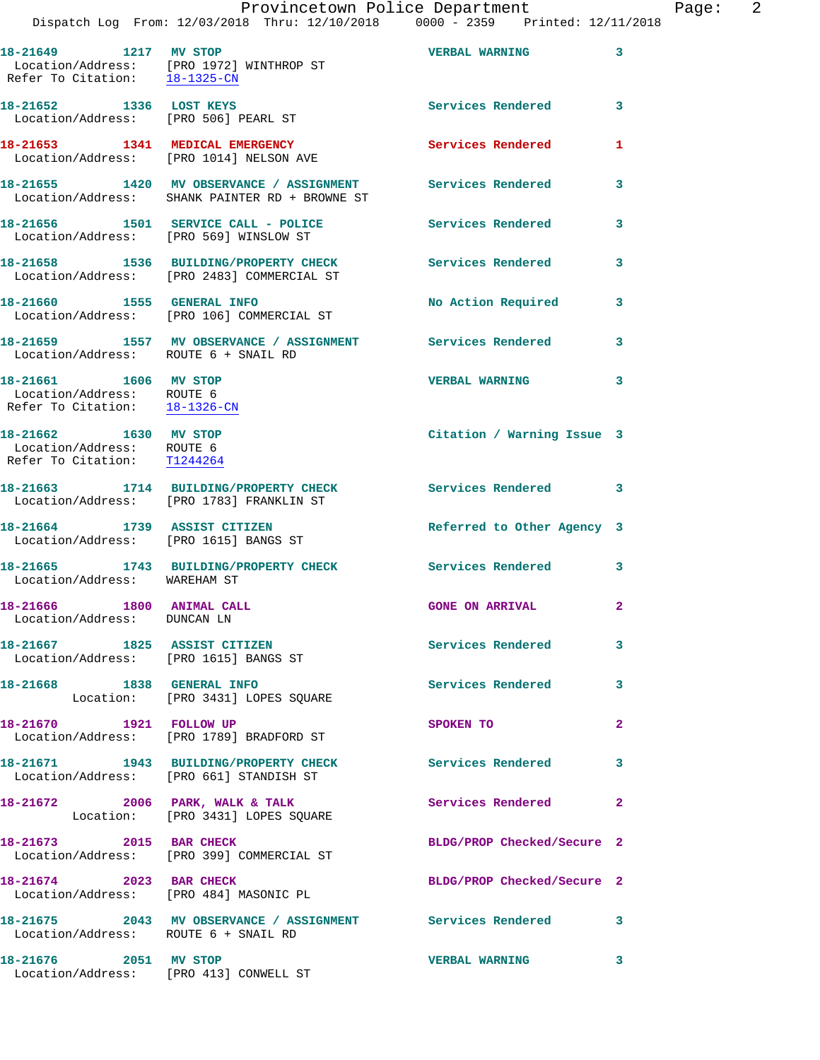18-21649 1217 MV STOP VERBAL WARNING 3
Location/Address: [PRO 1972] WINTHROP ST
Refer To Citation: 18-1325-CN

18-21652 1336 LOST KEYS Services Rendered 3
Location/Address: [PRO 506] PEARL ST

18-21653 1341 MEDICAL EMERGENCY Services Rendered 1
Location/Address: [PRO 1014] NELSON AVE

18-21655 1420 MV OBSERVANCE / ASSIGNMENT Services Rendered 3
Location/Address: SHANK PAINTER RD + BROWNE ST

18-21656 1501 SERVICE CALL - POLICE Services Rendered 3
Location/Address: [PRO 569] WINSLOW ST

18-21658 1536 BUILDING/PROPERTY CHECK Services Rendered 3
Location/Address: [PRO 2483] COMMERCIAL ST

18-21660 1555 GENERAL INFO No Action Required 3
Location/Address: [PRO 106] COMMERCIAL ST

18-21659 1557 MV OBSERVANCE / ASSIGNMENT Services Rendered 3
Location/Address: ROUTE 6 + SNAIL RD

18-21661 1606 MV STOP VERBAL WARNING 3
Location/Address: ROUTE 6
Refer To Citation: 18-1326-CN

18-21662 1630 MV STOP Citation / Warning Issue 3
Location/Address: ROUTE 6
Refer To Citation: T1244264

18-21663 1714 BUILDING/PROPERTY CHECK Services Rendered 3
Location/Address: [PRO 1783] FRANKLIN ST

18-21664 1739 ASSIST CITIZEN Referred to Other Agency 3
Location/Address: [PRO 1615] BANGS ST

18-21665 1743 BUILDING/PROPERTY CHECK Services Rendered 3
Location/Address: WAREHAM ST

18-21666 1800 ANIMAL CALL GONE ON ARRIVAL 2
Location/Address: DUNCAN LN

18-21667 1825 ASSIST CITIZEN Services Rendered 3
Location/Address: [PRO 1615] BANGS ST

18-21668 1838 GENERAL INFO Services Rendered 3
Location: [PRO 3431] LOPES SQUARE

18-21670 1921 FOLLOW UP SPOKEN TO 2
Location/Address: [PRO 1789] BRADFORD ST

18-21671 1943 BUILDING/PROPERTY CHECK Services Rendered 3
Location/Address: [PRO 661] STANDISH ST

18-21672 2006 PARK, WALK & TALK Services Rendered 2
Location: [PRO 3431] LOPES SQUARE

18-21673 2015 BAR CHECK BLDG/PROP Checked/Secure 2
Location/Address: [PRO 399] COMMERCIAL ST

18-21674 2023 BAR CHECK BLDG/PROP Checked/Secure 2
Location/Address: [PRO 484] MASONIC PL

18-21675 2043 MV OBSERVANCE / ASSIGNMENT Services Rendered 3
Location/Address: ROUTE 6 + SNAIL RD

18-21676 2051 MV STOP VERBAL WARNING 3
Location/Address: [PRO 413] CONWELL ST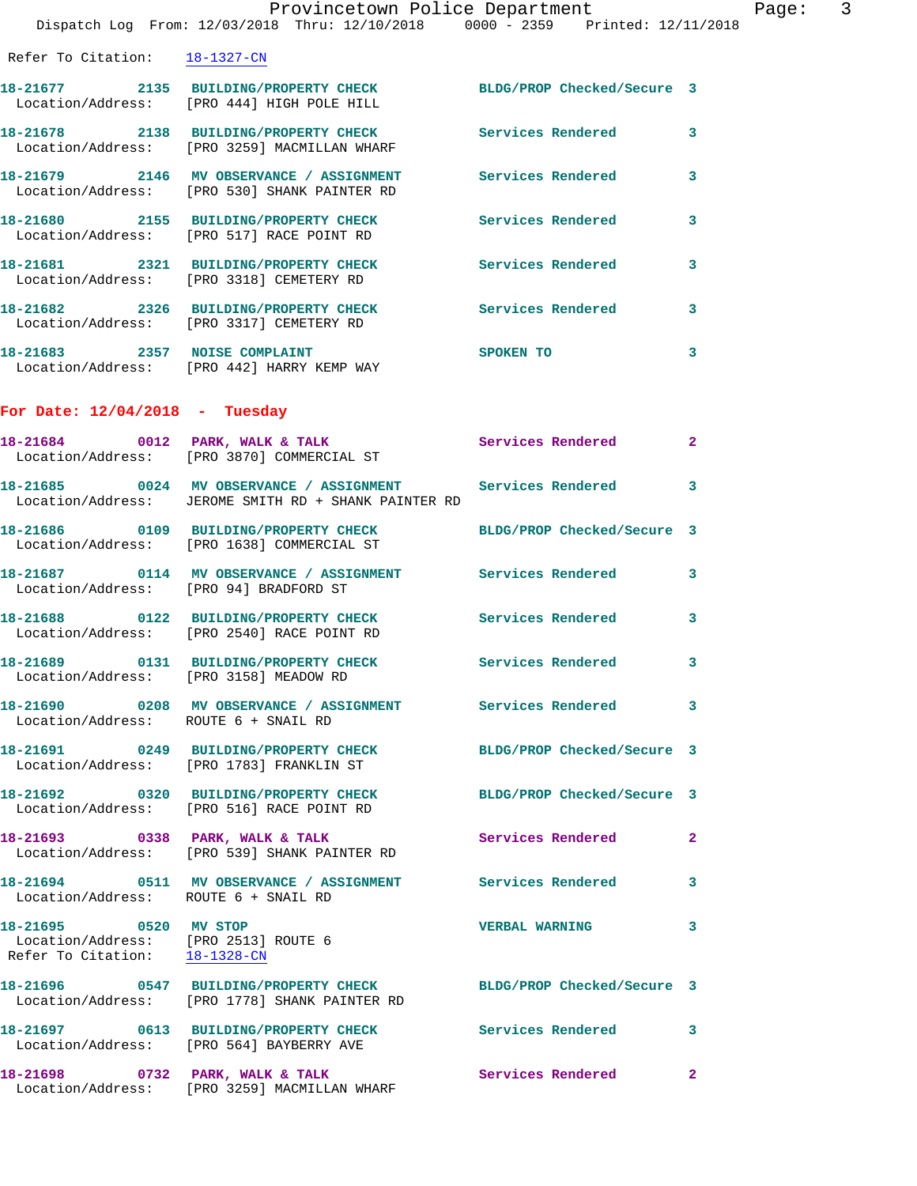Refer To Citation: 18-1327-CN

**18-21677 2135 BUILDING/PROPERTY CHECK** BLDG/PROP Checked/Secure 3
Location/Address: [PRO 444] HIGH POLE HILL

**18-21678 2138 BUILDING/PROPERTY CHECK** Services Rendered 3
Location/Address: [PRO 3259] MACMILLAN WHARF

**18-21679 2146 MV OBSERVANCE / ASSIGNMENT** Services Rendered 3
Location/Address: [PRO 530] SHANK PAINTER RD

**18-21680 2155 BUILDING/PROPERTY CHECK** Services Rendered 3
Location/Address: [PRO 517] RACE POINT RD

**18-21681 2321 BUILDING/PROPERTY CHECK** Services Rendered 3
Location/Address: [PRO 3318] CEMETERY RD

**18-21682 2326 BUILDING/PROPERTY CHECK** Services Rendered 3
Location/Address: [PRO 3317] CEMETERY RD

**18-21683 2357 NOISE COMPLAINT** SPOKEN TO 3
Location/Address: [PRO 442] HARRY KEMP WAY

## For Date: 12/04/2018 - Tuesday

**18-21684 0012 PARK, WALK & TALK** Services Rendered 2
Location/Address: [PRO 3870] COMMERCIAL ST

**18-21685 0024 MV OBSERVANCE / ASSIGNMENT** Services Rendered 3
Location/Address: JEROME SMITH RD + SHANK PAINTER RD

**18-21686 0109 BUILDING/PROPERTY CHECK** BLDG/PROP Checked/Secure 3
Location/Address: [PRO 1638] COMMERCIAL ST

**18-21687 0114 MV OBSERVANCE / ASSIGNMENT** Services Rendered 3
Location/Address: [PRO 94] BRADFORD ST

**18-21688 0122 BUILDING/PROPERTY CHECK** Services Rendered 3
Location/Address: [PRO 2540] RACE POINT RD

**18-21689 0131 BUILDING/PROPERTY CHECK** Services Rendered 3
Location/Address: [PRO 3158] MEADOW RD

**18-21690 0208 MV OBSERVANCE / ASSIGNMENT** Services Rendered 3
Location/Address: ROUTE 6 + SNAIL RD

**18-21691 0249 BUILDING/PROPERTY CHECK** BLDG/PROP Checked/Secure 3
Location/Address: [PRO 1783] FRANKLIN ST

**18-21692 0320 BUILDING/PROPERTY CHECK** BLDG/PROP Checked/Secure 3
Location/Address: [PRO 516] RACE POINT RD

**18-21693 0338 PARK, WALK & TALK** Services Rendered 2
Location/Address: [PRO 539] SHANK PAINTER RD

**18-21694 0511 MV OBSERVANCE / ASSIGNMENT** Services Rendered 3
Location/Address: ROUTE 6 + SNAIL RD

**18-21695 0520 MV STOP** VERBAL WARNING 3
Location/Address: [PRO 2513] ROUTE 6
Refer To Citation: 18-1328-CN

**18-21696 0547 BUILDING/PROPERTY CHECK** BLDG/PROP Checked/Secure 3
Location/Address: [PRO 1778] SHANK PAINTER RD

**18-21697 0613 BUILDING/PROPERTY CHECK** Services Rendered 3
Location/Address: [PRO 564] BAYBERRY AVE

**18-21698 0732 PARK, WALK & TALK** Services Rendered 2
Location/Address: [PRO 3259] MACMILLAN WHARF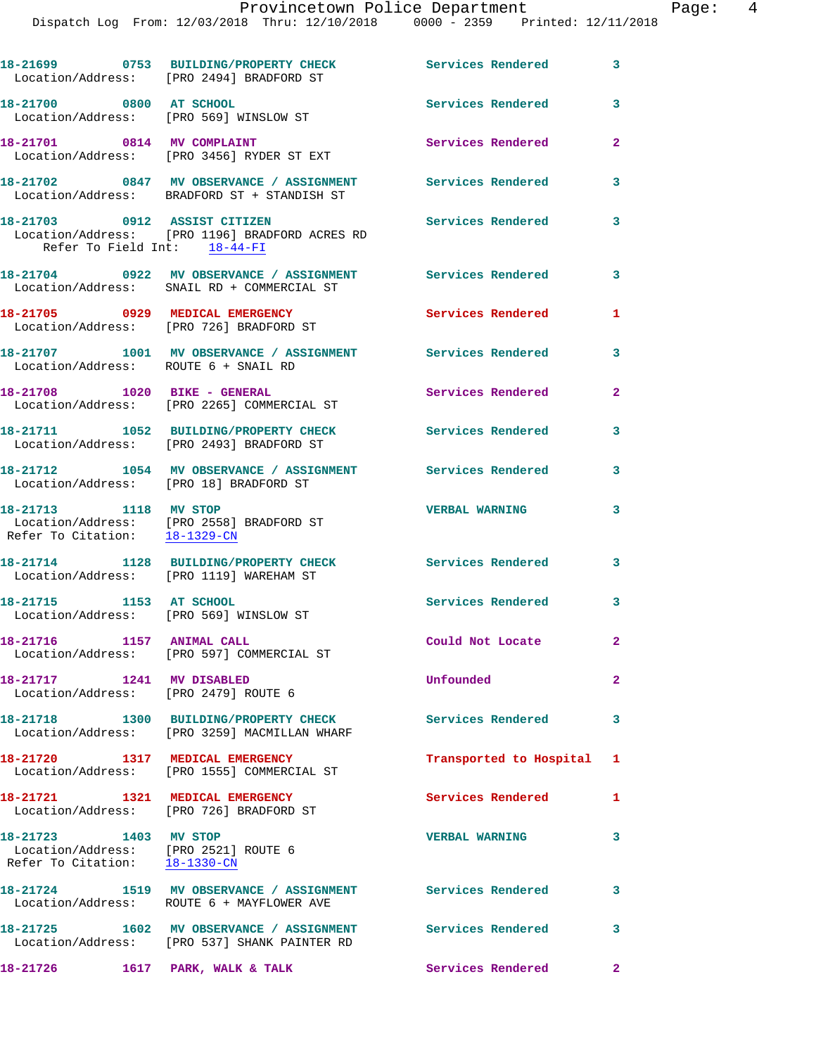18-21699 0753 BUILDING/PROPERTY CHECK Services Rendered 3
Location/Address: [PRO 2494] BRADFORD ST

18-21700 0800 AT SCHOOL Services Rendered 3
Location/Address: [PRO 569] WINSLOW ST

18-21701 0814 MV COMPLAINT Services Rendered 2
Location/Address: [PRO 3456] RYDER ST EXT

18-21702 0847 MV OBSERVANCE / ASSIGNMENT Services Rendered 3
Location/Address: BRADFORD ST + STANDISH ST

18-21703 0912 ASSIST CITIZEN Services Rendered 3
Location/Address: [PRO 1196] BRADFORD ACRES RD
Refer To Field Int: 18-44-FI

18-21704 0922 MV OBSERVANCE / ASSIGNMENT Services Rendered 3
Location/Address: SNAIL RD + COMMERCIAL ST

18-21705 0929 MEDICAL EMERGENCY Services Rendered 1
Location/Address: [PRO 726] BRADFORD ST

18-21707 1001 MV OBSERVANCE / ASSIGNMENT Services Rendered 3
Location/Address: ROUTE 6 + SNAIL RD

18-21708 1020 BIKE - GENERAL Services Rendered 2
Location/Address: [PRO 2265] COMMERCIAL ST

18-21711 1052 BUILDING/PROPERTY CHECK Services Rendered 3
Location/Address: [PRO 2493] BRADFORD ST

18-21712 1054 MV OBSERVANCE / ASSIGNMENT Services Rendered 3
Location/Address: [PRO 18] BRADFORD ST

18-21713 1118 MV STOP VERBAL WARNING 3
Location/Address: [PRO 2558] BRADFORD ST
Refer To Citation: 18-1329-CN

18-21714 1128 BUILDING/PROPERTY CHECK Services Rendered 3
Location/Address: [PRO 1119] WAREHAM ST

18-21715 1153 AT SCHOOL Services Rendered 3
Location/Address: [PRO 569] WINSLOW ST

18-21716 1157 ANIMAL CALL Could Not Locate 2
Location/Address: [PRO 597] COMMERCIAL ST

18-21717 1241 MV DISABLED Unfounded 2
Location/Address: [PRO 2479] ROUTE 6

18-21718 1300 BUILDING/PROPERTY CHECK Services Rendered 3
Location/Address: [PRO 3259] MACMILLAN WHARF

18-21720 1317 MEDICAL EMERGENCY Transported to Hospital 1
Location/Address: [PRO 1555] COMMERCIAL ST

18-21721 1321 MEDICAL EMERGENCY Services Rendered 1
Location/Address: [PRO 726] BRADFORD ST

18-21723 1403 MV STOP VERBAL WARNING 3
Location/Address: [PRO 2521] ROUTE 6
Refer To Citation: 18-1330-CN

18-21724 1519 MV OBSERVANCE / ASSIGNMENT Services Rendered 3
Location/Address: ROUTE 6 + MAYFLOWER AVE

18-21725 1602 MV OBSERVANCE / ASSIGNMENT Services Rendered 3
Location/Address: [PRO 537] SHANK PAINTER RD

18-21726 1617 PARK, WALK & TALK Services Rendered 2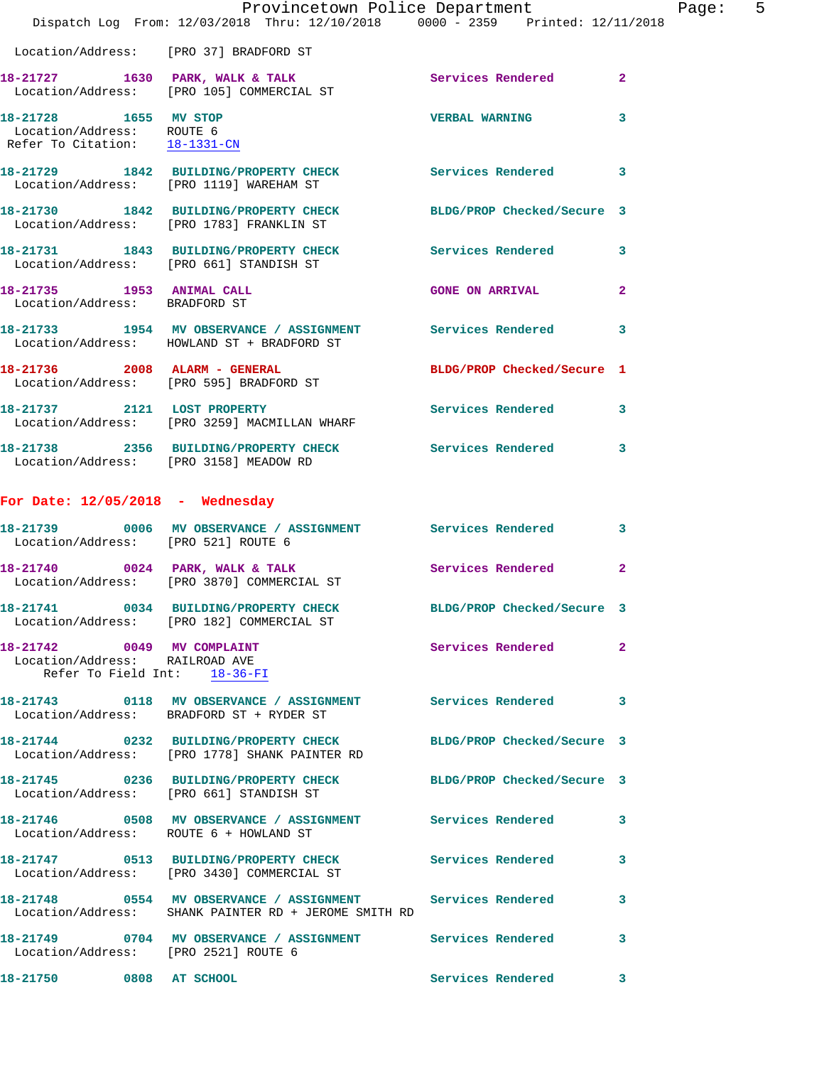Location/Address: [PRO 37] BRADFORD ST

**18-21727 1630 PARK, WALK & TALK** Services Rendered 2
Location/Address: [PRO 105] COMMERCIAL ST

**18-21728 1655 MV STOP** VERBAL WARNING 3
Location/Address: ROUTE 6
Refer To Citation: 18-1331-CN

**18-21729 1842 BUILDING/PROPERTY CHECK** Services Rendered 3
Location/Address: [PRO 1119] WAREHAM ST

**18-21730 1842 BUILDING/PROPERTY CHECK** BLDG/PROP Checked/Secure 3
Location/Address: [PRO 1783] FRANKLIN ST

**18-21731 1843 BUILDING/PROPERTY CHECK** Services Rendered 3
Location/Address: [PRO 661] STANDISH ST

**18-21735 1953 ANIMAL CALL** GONE ON ARRIVAL 2
Location/Address: BRADFORD ST

**18-21733 1954 MV OBSERVANCE / ASSIGNMENT** Services Rendered 3
Location/Address: HOWLAND ST + BRADFORD ST

**18-21736 2008 ALARM - GENERAL** BLDG/PROP Checked/Secure 1
Location/Address: [PRO 595] BRADFORD ST

**18-21737 2121 LOST PROPERTY** Services Rendered 3
Location/Address: [PRO 3259] MACMILLAN WHARF

**18-21738 2356 BUILDING/PROPERTY CHECK** Services Rendered 3
Location/Address: [PRO 3158] MEADOW RD

## For Date: 12/05/2018 - Wednesday

**18-21739 0006 MV OBSERVANCE / ASSIGNMENT** Services Rendered 3
Location/Address: [PRO 521] ROUTE 6

**18-21740 0024 PARK, WALK & TALK** Services Rendered 2
Location/Address: [PRO 3870] COMMERCIAL ST

**18-21741 0034 BUILDING/PROPERTY CHECK** BLDG/PROP Checked/Secure 3
Location/Address: [PRO 182] COMMERCIAL ST

**18-21742 0049 MV COMPLAINT** Services Rendered 2
Location/Address: RAILROAD AVE
Refer To Field Int: 18-36-FI

**18-21743 0118 MV OBSERVANCE / ASSIGNMENT** Services Rendered 3
Location/Address: BRADFORD ST + RYDER ST

**18-21744 0232 BUILDING/PROPERTY CHECK** BLDG/PROP Checked/Secure 3
Location/Address: [PRO 1778] SHANK PAINTER RD

**18-21745 0236 BUILDING/PROPERTY CHECK** BLDG/PROP Checked/Secure 3
Location/Address: [PRO 661] STANDISH ST

**18-21746 0508 MV OBSERVANCE / ASSIGNMENT** Services Rendered 3
Location/Address: ROUTE 6 + HOWLAND ST

**18-21747 0513 BUILDING/PROPERTY CHECK** Services Rendered 3
Location/Address: [PRO 3430] COMMERCIAL ST

**18-21748 0554 MV OBSERVANCE / ASSIGNMENT** Services Rendered 3
Location/Address: SHANK PAINTER RD + JEROME SMITH RD

**18-21749 0704 MV OBSERVANCE / ASSIGNMENT** Services Rendered 3
Location/Address: [PRO 2521] ROUTE 6

**18-21750 0808 AT SCHOOL** Services Rendered 3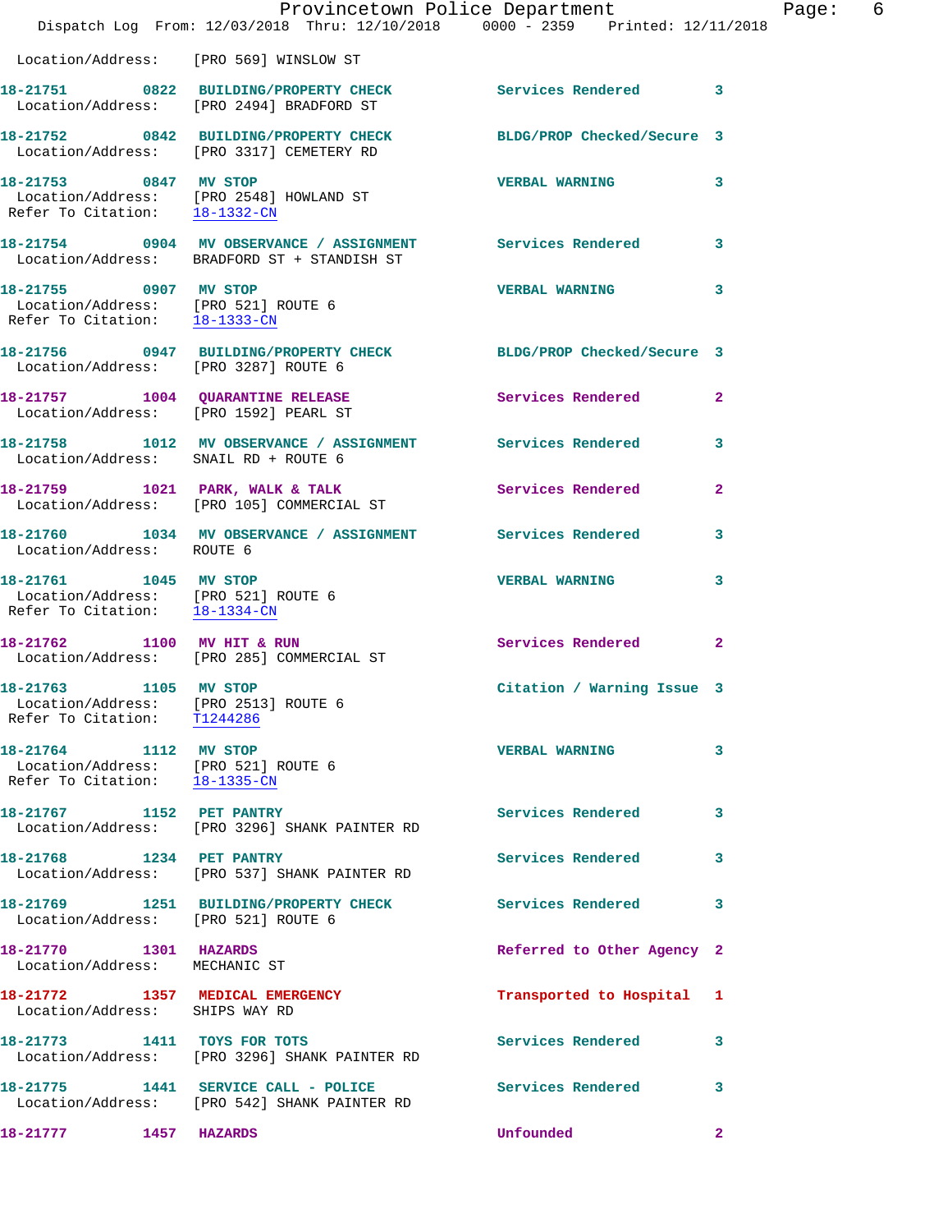Location/Address: [PRO 569] WINSLOW ST

**18-21751 0822 BUILDING/PROPERTY CHECK** Services Rendered 3
Location/Address: [PRO 2494] BRADFORD ST

**18-21752 0842 BUILDING/PROPERTY CHECK** BLDG/PROP Checked/Secure 3
Location/Address: [PRO 3317] CEMETERY RD

**18-21753 0847 MV STOP** VERBAL WARNING 3
Location/Address: [PRO 2548] HOWLAND ST
Refer To Citation: 18-1332-CN

**18-21754 0904 MV OBSERVANCE / ASSIGNMENT** Services Rendered 3
Location/Address: BRADFORD ST + STANDISH ST

**18-21755 0907 MV STOP** VERBAL WARNING 3
Location/Address: [PRO 521] ROUTE 6
Refer To Citation: 18-1333-CN

**18-21756 0947 BUILDING/PROPERTY CHECK** BLDG/PROP Checked/Secure 3
Location/Address: [PRO 3287] ROUTE 6

**18-21757 1004 QUARANTINE RELEASE** Services Rendered 2
Location/Address: [PRO 1592] PEARL ST

**18-21758 1012 MV OBSERVANCE / ASSIGNMENT** Services Rendered 3
Location/Address: SNAIL RD + ROUTE 6

**18-21759 1021 PARK, WALK & TALK** Services Rendered 2
Location/Address: [PRO 105] COMMERCIAL ST

**18-21760 1034 MV OBSERVANCE / ASSIGNMENT** Services Rendered 3
Location/Address: ROUTE 6

**18-21761 1045 MV STOP** VERBAL WARNING 3
Location/Address: [PRO 521] ROUTE 6
Refer To Citation: 18-1334-CN

**18-21762 1100 MV HIT & RUN** Services Rendered 2
Location/Address: [PRO 285] COMMERCIAL ST

**18-21763 1105 MV STOP** Citation / Warning Issue 3
Location/Address: [PRO 2513] ROUTE 6
Refer To Citation: T1244286

**18-21764 1112 MV STOP** VERBAL WARNING 3
Location/Address: [PRO 521] ROUTE 6
Refer To Citation: 18-1335-CN

**18-21767 1152 PET PANTRY** Services Rendered 3
Location/Address: [PRO 3296] SHANK PAINTER RD

**18-21768 1234 PET PANTRY** Services Rendered 3
Location/Address: [PRO 537] SHANK PAINTER RD

**18-21769 1251 BUILDING/PROPERTY CHECK** Services Rendered 3
Location/Address: [PRO 521] ROUTE 6

**18-21770 1301 HAZARDS** Referred to Other Agency 2
Location/Address: MECHANIC ST

**18-21772 1357 MEDICAL EMERGENCY** Transported to Hospital 1
Location/Address: SHIPS WAY RD

**18-21773 1411 TOYS FOR TOTS** Services Rendered 3
Location/Address: [PRO 3296] SHANK PAINTER RD

**18-21775 1441 SERVICE CALL - POLICE** Services Rendered 3
Location/Address: [PRO 542] SHANK PAINTER RD

**18-21777 1457 HAZARDS** Unfounded 2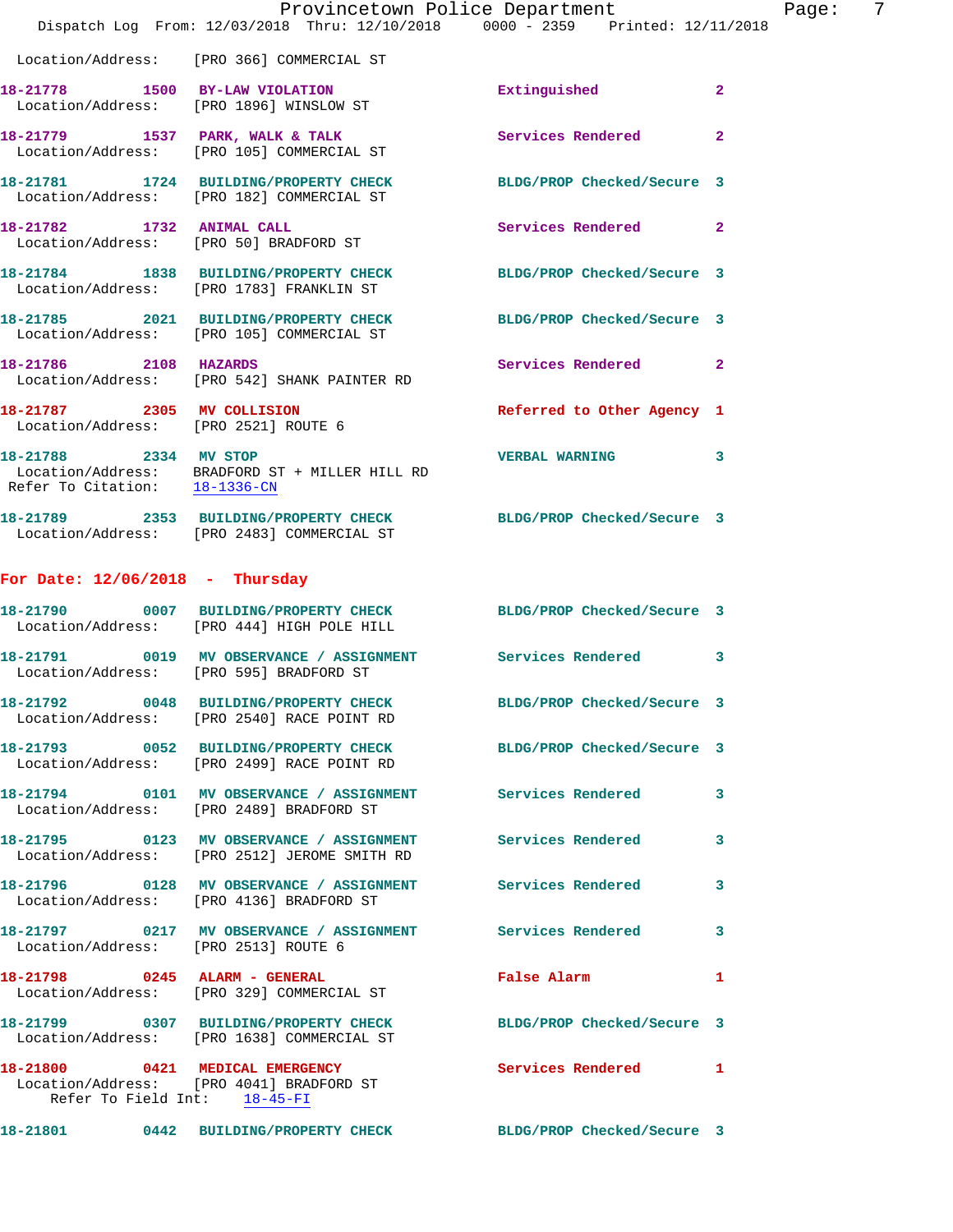Location/Address: [PRO 366] COMMERCIAL ST

**18-21778** 1500 **BY-LAW VIOLATION** Extinguished 2
Location/Address: [PRO 1896] WINSLOW ST

**18-21779** 1537 **PARK, WALK & TALK** Services Rendered 2
Location/Address: [PRO 105] COMMERCIAL ST

**18-21781** 1724 **BUILDING/PROPERTY CHECK** BLDG/PROP Checked/Secure 3
Location/Address: [PRO 182] COMMERCIAL ST

**18-21782** 1732 **ANIMAL CALL** Services Rendered 2
Location/Address: [PRO 50] BRADFORD ST

**18-21784** 1838 **BUILDING/PROPERTY CHECK** BLDG/PROP Checked/Secure 3
Location/Address: [PRO 1783] FRANKLIN ST

**18-21785** 2021 **BUILDING/PROPERTY CHECK** BLDG/PROP Checked/Secure 3
Location/Address: [PRO 105] COMMERCIAL ST

**18-21786** 2108 **HAZARDS** Services Rendered 2
Location/Address: [PRO 542] SHANK PAINTER RD

**18-21787** 2305 **MV COLLISION** Referred to Other Agency 1
Location/Address: [PRO 2521] ROUTE 6

**18-21788** 2334 **MV STOP** VERBAL WARNING 3
Location/Address: BRADFORD ST + MILLER HILL RD
Refer To Citation: 18-1336-CN

**18-21789** 2353 **BUILDING/PROPERTY CHECK** BLDG/PROP Checked/Secure 3
Location/Address: [PRO 2483] COMMERCIAL ST

## For Date: 12/06/2018 - Thursday

**18-21790** 0007 **BUILDING/PROPERTY CHECK** BLDG/PROP Checked/Secure 3
Location/Address: [PRO 444] HIGH POLE HILL

**18-21791** 0019 **MV OBSERVANCE / ASSIGNMENT** Services Rendered 3
Location/Address: [PRO 595] BRADFORD ST

**18-21792** 0048 **BUILDING/PROPERTY CHECK** BLDG/PROP Checked/Secure 3
Location/Address: [PRO 2540] RACE POINT RD

**18-21793** 0052 **BUILDING/PROPERTY CHECK** BLDG/PROP Checked/Secure 3
Location/Address: [PRO 2499] RACE POINT RD

**18-21794** 0101 **MV OBSERVANCE / ASSIGNMENT** Services Rendered 3
Location/Address: [PRO 2489] BRADFORD ST

**18-21795** 0123 **MV OBSERVANCE / ASSIGNMENT** Services Rendered 3
Location/Address: [PRO 2512] JEROME SMITH RD

**18-21796** 0128 **MV OBSERVANCE / ASSIGNMENT** Services Rendered 3
Location/Address: [PRO 4136] BRADFORD ST

**18-21797** 0217 **MV OBSERVANCE / ASSIGNMENT** Services Rendered 3
Location/Address: [PRO 2513] ROUTE 6

**18-21798** 0245 **ALARM - GENERAL** False Alarm 1
Location/Address: [PRO 329] COMMERCIAL ST

**18-21799** 0307 **BUILDING/PROPERTY CHECK** BLDG/PROP Checked/Secure 3
Location/Address: [PRO 1638] COMMERCIAL ST

**18-21800** 0421 **MEDICAL EMERGENCY** Services Rendered 1
Location/Address: [PRO 4041] BRADFORD ST
Refer To Field Int: 18-45-FI

**18-21801** 0442 **BUILDING/PROPERTY CHECK** BLDG/PROP Checked/Secure 3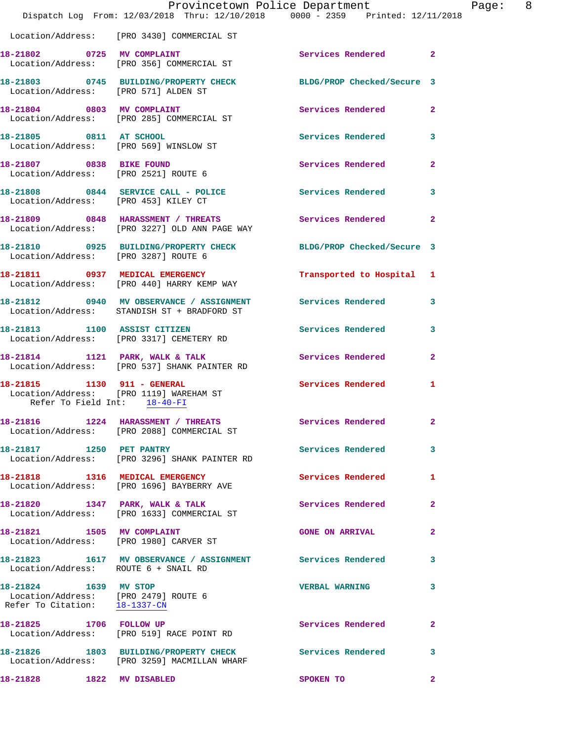Location/Address: [PRO 3430] COMMERCIAL ST

**18-21802 0725 MV COMPLAINT** Services Rendered 2
Location/Address: [PRO 356] COMMERCIAL ST

**18-21803 0745 BUILDING/PROPERTY CHECK** BLDG/PROP Checked/Secure 3
Location/Address: [PRO 571] ALDEN ST

**18-21804 0803 MV COMPLAINT** Services Rendered 2
Location/Address: [PRO 285] COMMERCIAL ST

**18-21805 0811 AT SCHOOL** Services Rendered 3
Location/Address: [PRO 569] WINSLOW ST

**18-21807 0838 BIKE FOUND** Services Rendered 2
Location/Address: [PRO 2521] ROUTE 6

**18-21808 0844 SERVICE CALL - POLICE** Services Rendered 3
Location/Address: [PRO 453] KILEY CT

**18-21809 0848 HARASSMENT / THREATS** Services Rendered 2
Location/Address: [PRO 3227] OLD ANN PAGE WAY

**18-21810 0925 BUILDING/PROPERTY CHECK** BLDG/PROP Checked/Secure 3
Location/Address: [PRO 3287] ROUTE 6

**18-21811 0937 MEDICAL EMERGENCY** Transported to Hospital 1
Location/Address: [PRO 440] HARRY KEMP WAY

**18-21812 0940 MV OBSERVANCE / ASSIGNMENT** Services Rendered 3
Location/Address: STANDISH ST + BRADFORD ST

**18-21813 1100 ASSIST CITIZEN** Services Rendered 3
Location/Address: [PRO 3317] CEMETERY RD

**18-21814 1121 PARK, WALK & TALK** Services Rendered 2
Location/Address: [PRO 537] SHANK PAINTER RD

**18-21815 1130 911 - GENERAL** Services Rendered 1
Location/Address: [PRO 1119] WAREHAM ST
Refer To Field Int: 18-40-FI

**18-21816 1224 HARASSMENT / THREATS** Services Rendered 2
Location/Address: [PRO 2088] COMMERCIAL ST

**18-21817 1250 PET PANTRY** Services Rendered 3
Location/Address: [PRO 3296] SHANK PAINTER RD

**18-21818 1316 MEDICAL EMERGENCY** Services Rendered 1
Location/Address: [PRO 1696] BAYBERRY AVE

**18-21820 1347 PARK, WALK & TALK** Services Rendered 2
Location/Address: [PRO 1633] COMMERCIAL ST

**18-21821 1505 MV COMPLAINT** GONE ON ARRIVAL 2
Location/Address: [PRO 1980] CARVER ST

**18-21823 1617 MV OBSERVANCE / ASSIGNMENT** Services Rendered 3
Location/Address: ROUTE 6 + SNAIL RD

**18-21824 1639 MV STOP** VERBAL WARNING 3
Location/Address: [PRO 2479] ROUTE 6
Refer To Citation: 18-1337-CN

**18-21825 1706 FOLLOW UP** Services Rendered 2
Location/Address: [PRO 519] RACE POINT RD

**18-21826 1803 BUILDING/PROPERTY CHECK** Services Rendered 3
Location/Address: [PRO 3259] MACMILLAN WHARF

**18-21828 1822 MV DISABLED** SPOKEN TO 2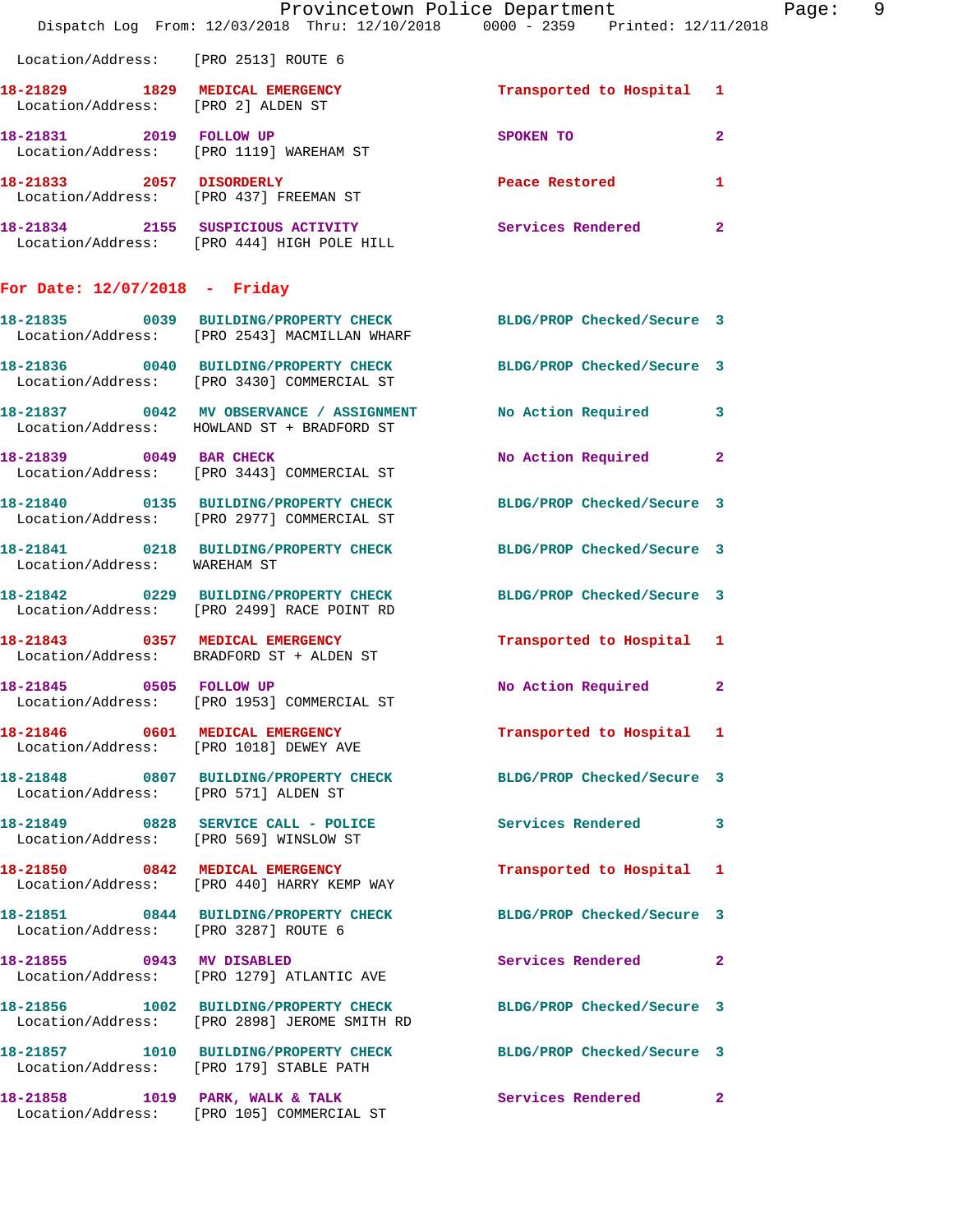Location/Address: [PRO 2513] ROUTE 6

**18-21829** 1829 **MEDICAL EMERGENCY** Transported to Hospital 1
Location/Address: [PRO 2] ALDEN ST

**18-21831** 2019 **FOLLOW UP** SPOKEN TO 2
Location/Address: [PRO 1119] WAREHAM ST

**18-21833** 2057 **DISORDERLY** Peace Restored 1
Location/Address: [PRO 437] FREEMAN ST

**18-21834** 2155 **SUSPICIOUS ACTIVITY** Services Rendered 2
Location/Address: [PRO 444] HIGH POLE HILL

## For Date: 12/07/2018 - Friday

**18-21835** 0039 **BUILDING/PROPERTY CHECK** BLDG/PROP Checked/Secure 3
Location/Address: [PRO 2543] MACMILLAN WHARF

**18-21836** 0040 **BUILDING/PROPERTY CHECK** BLDG/PROP Checked/Secure 3
Location/Address: [PRO 3430] COMMERCIAL ST

**18-21837** 0042 **MV OBSERVANCE / ASSIGNMENT** No Action Required 3
Location/Address: HOWLAND ST + BRADFORD ST

**18-21839** 0049 **BAR CHECK** No Action Required 2
Location/Address: [PRO 3443] COMMERCIAL ST

**18-21840** 0135 **BUILDING/PROPERTY CHECK** BLDG/PROP Checked/Secure 3
Location/Address: [PRO 2977] COMMERCIAL ST

**18-21841** 0218 **BUILDING/PROPERTY CHECK** BLDG/PROP Checked/Secure 3
Location/Address: WAREHAM ST

**18-21842** 0229 **BUILDING/PROPERTY CHECK** BLDG/PROP Checked/Secure 3
Location/Address: [PRO 2499] RACE POINT RD

**18-21843** 0357 **MEDICAL EMERGENCY** Transported to Hospital 1
Location/Address: BRADFORD ST + ALDEN ST

**18-21845** 0505 **FOLLOW UP** No Action Required 2
Location/Address: [PRO 1953] COMMERCIAL ST

**18-21846** 0601 **MEDICAL EMERGENCY** Transported to Hospital 1
Location/Address: [PRO 1018] DEWEY AVE

**18-21848** 0807 **BUILDING/PROPERTY CHECK** BLDG/PROP Checked/Secure 3
Location/Address: [PRO 571] ALDEN ST

**18-21849** 0828 **SERVICE CALL - POLICE** Services Rendered 3
Location/Address: [PRO 569] WINSLOW ST

**18-21850** 0842 **MEDICAL EMERGENCY** Transported to Hospital 1
Location/Address: [PRO 440] HARRY KEMP WAY

**18-21851** 0844 **BUILDING/PROPERTY CHECK** BLDG/PROP Checked/Secure 3
Location/Address: [PRO 3287] ROUTE 6

**18-21855** 0943 **MV DISABLED** Services Rendered 2
Location/Address: [PRO 1279] ATLANTIC AVE

**18-21856** 1002 **BUILDING/PROPERTY CHECK** BLDG/PROP Checked/Secure 3
Location/Address: [PRO 2898] JEROME SMITH RD

**18-21857** 1010 **BUILDING/PROPERTY CHECK** BLDG/PROP Checked/Secure 3
Location/Address: [PRO 179] STABLE PATH

**18-21858** 1019 **PARK, WALK & TALK** Services Rendered 2
Location/Address: [PRO 105] COMMERCIAL ST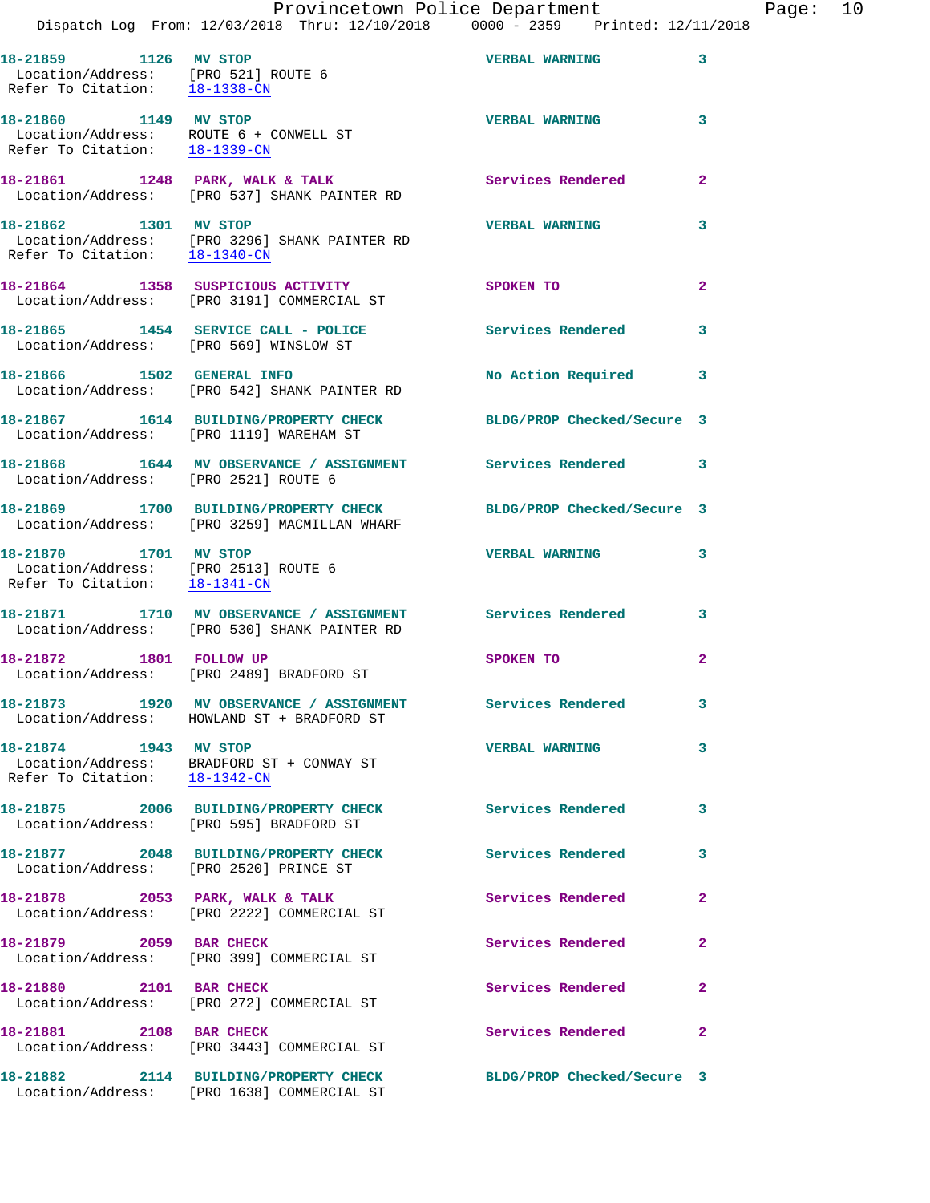| Call # | Time | Call Reason | Action | Priority |
|---|---|---|---|---|
| 18-21859 | 1126 | MV STOP | VERBAL WARNING | 3 |
| Location/Address: [PRO 521] ROUTE 6 | | | | |
| Refer To Citation: 18-1338-CN | | | | |
| 18-21860 | 1149 | MV STOP | VERBAL WARNING | 3 |
| Location/Address: ROUTE 6 + CONWELL ST | | | | |
| Refer To Citation: 18-1339-CN | | | | |
| 18-21861 | 1248 | PARK, WALK & TALK | Services Rendered | 2 |
| Location/Address: [PRO 537] SHANK PAINTER RD | | | | |
| 18-21862 | 1301 | MV STOP | VERBAL WARNING | 3 |
| Location/Address: [PRO 3296] SHANK PAINTER RD | | | | |
| Refer To Citation: 18-1340-CN | | | | |
| 18-21864 | 1358 | SUSPICIOUS ACTIVITY | SPOKEN TO | 2 |
| Location/Address: [PRO 3191] COMMERCIAL ST | | | | |
| 18-21865 | 1454 | SERVICE CALL - POLICE | Services Rendered | 3 |
| Location/Address: [PRO 569] WINSLOW ST | | | | |
| 18-21866 | 1502 | GENERAL INFO | No Action Required | 3 |
| Location/Address: [PRO 542] SHANK PAINTER RD | | | | |
| 18-21867 | 1614 | BUILDING/PROPERTY CHECK | BLDG/PROP Checked/Secure | 3 |
| Location/Address: [PRO 1119] WAREHAM ST | | | | |
| 18-21868 | 1644 | MV OBSERVANCE / ASSIGNMENT | Services Rendered | 3 |
| Location/Address: [PRO 2521] ROUTE 6 | | | | |
| 18-21869 | 1700 | BUILDING/PROPERTY CHECK | BLDG/PROP Checked/Secure | 3 |
| Location/Address: [PRO 3259] MACMILLAN WHARF | | | | |
| 18-21870 | 1701 | MV STOP | VERBAL WARNING | 3 |
| Location/Address: [PRO 2513] ROUTE 6 | | | | |
| Refer To Citation: 18-1341-CN | | | | |
| 18-21871 | 1710 | MV OBSERVANCE / ASSIGNMENT | Services Rendered | 3 |
| Location/Address: [PRO 530] SHANK PAINTER RD | | | | |
| 18-21872 | 1801 | FOLLOW UP | SPOKEN TO | 2 |
| Location/Address: [PRO 2489] BRADFORD ST | | | | |
| 18-21873 | 1920 | MV OBSERVANCE / ASSIGNMENT | Services Rendered | 3 |
| Location/Address: HOWLAND ST + BRADFORD ST | | | | |
| 18-21874 | 1943 | MV STOP | VERBAL WARNING | 3 |
| Location/Address: BRADFORD ST + CONWAY ST | | | | |
| Refer To Citation: 18-1342-CN | | | | |
| 18-21875 | 2006 | BUILDING/PROPERTY CHECK | Services Rendered | 3 |
| Location/Address: [PRO 595] BRADFORD ST | | | | |
| 18-21877 | 2048 | BUILDING/PROPERTY CHECK | Services Rendered | 3 |
| Location/Address: [PRO 2520] PRINCE ST | | | | |
| 18-21878 | 2053 | PARK, WALK & TALK | Services Rendered | 2 |
| Location/Address: [PRO 2222] COMMERCIAL ST | | | | |
| 18-21879 | 2059 | BAR CHECK | Services Rendered | 2 |
| Location/Address: [PRO 399] COMMERCIAL ST | | | | |
| 18-21880 | 2101 | BAR CHECK | Services Rendered | 2 |
| Location/Address: [PRO 272] COMMERCIAL ST | | | | |
| 18-21881 | 2108 | BAR CHECK | Services Rendered | 2 |
| Location/Address: [PRO 3443] COMMERCIAL ST | | | | |
| 18-21882 | 2114 | BUILDING/PROPERTY CHECK | BLDG/PROP Checked/Secure | 3 |
| Location/Address: [PRO 1638] COMMERCIAL ST | | | | |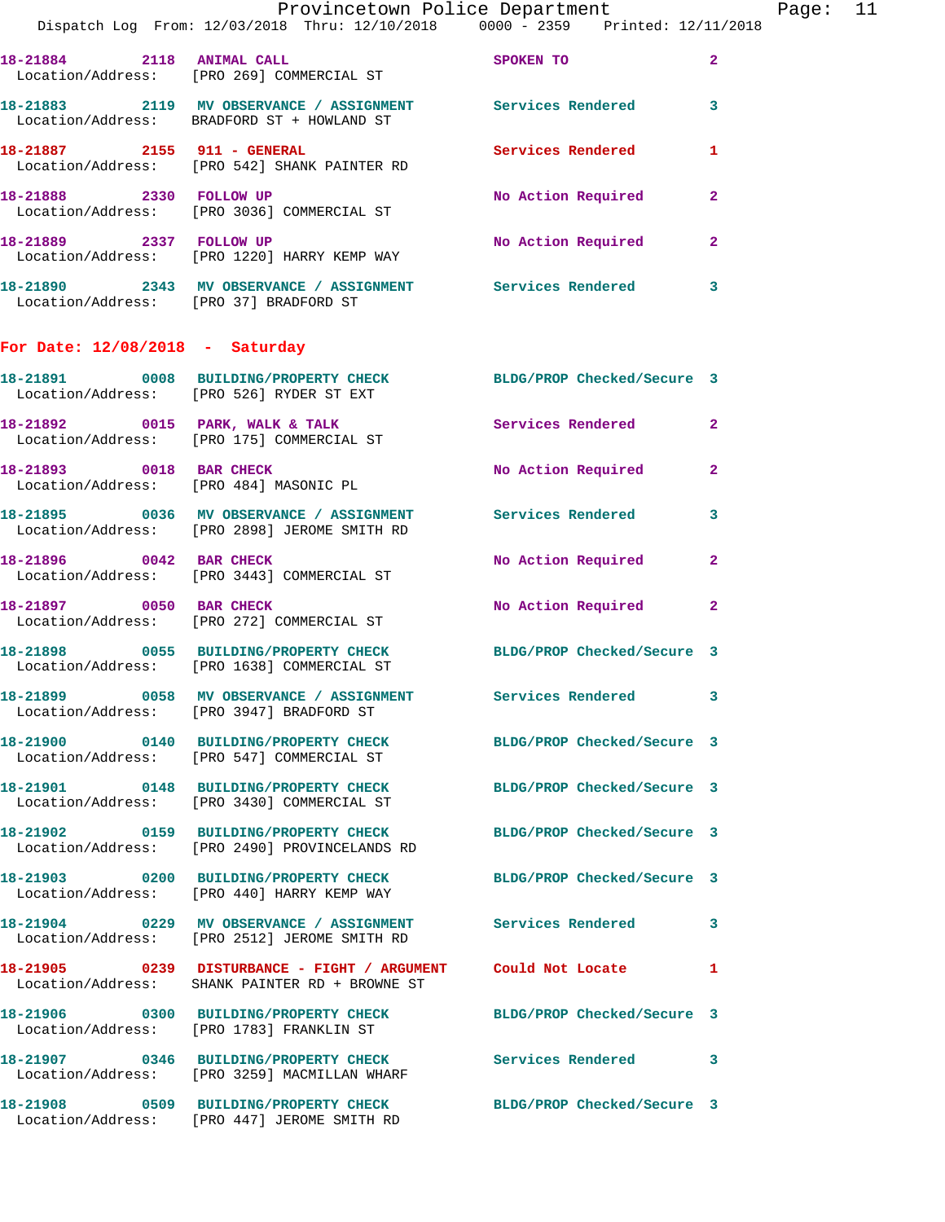18-21884 2118 ANIMAL CALL SPOKEN TO 2
Location/Address: [PRO 269] COMMERCIAL ST

18-21883 2119 MV OBSERVANCE / ASSIGNMENT Services Rendered 3
Location/Address: BRADFORD ST + HOWLAND ST

18-21887 2155 911 - GENERAL Services Rendered 1
Location/Address: [PRO 542] SHANK PAINTER RD

18-21888 2330 FOLLOW UP No Action Required 2
Location/Address: [PRO 3036] COMMERCIAL ST

18-21889 2337 FOLLOW UP No Action Required 2
Location/Address: [PRO 1220] HARRY KEMP WAY

18-21890 2343 MV OBSERVANCE / ASSIGNMENT Services Rendered 3
Location/Address: [PRO 37] BRADFORD ST

**For Date: 12/08/2018 - Saturday**

18-21891 0008 BUILDING/PROPERTY CHECK BLDG/PROP Checked/Secure 3
Location/Address: [PRO 526] RYDER ST EXT

18-21892 0015 PARK, WALK & TALK Services Rendered 2
Location/Address: [PRO 175] COMMERCIAL ST

18-21893 0018 BAR CHECK No Action Required 2
Location/Address: [PRO 484] MASONIC PL

18-21895 0036 MV OBSERVANCE / ASSIGNMENT Services Rendered 3
Location/Address: [PRO 2898] JEROME SMITH RD

18-21896 0042 BAR CHECK No Action Required 2
Location/Address: [PRO 3443] COMMERCIAL ST

18-21897 0050 BAR CHECK No Action Required 2
Location/Address: [PRO 272] COMMERCIAL ST

18-21898 0055 BUILDING/PROPERTY CHECK BLDG/PROP Checked/Secure 3
Location/Address: [PRO 1638] COMMERCIAL ST

18-21899 0058 MV OBSERVANCE / ASSIGNMENT Services Rendered 3
Location/Address: [PRO 3947] BRADFORD ST

18-21900 0140 BUILDING/PROPERTY CHECK BLDG/PROP Checked/Secure 3
Location/Address: [PRO 547] COMMERCIAL ST

18-21901 0148 BUILDING/PROPERTY CHECK BLDG/PROP Checked/Secure 3
Location/Address: [PRO 3430] COMMERCIAL ST

18-21902 0159 BUILDING/PROPERTY CHECK BLDG/PROP Checked/Secure 3
Location/Address: [PRO 2490] PROVINCELANDS RD

18-21903 0200 BUILDING/PROPERTY CHECK BLDG/PROP Checked/Secure 3
Location/Address: [PRO 440] HARRY KEMP WAY

18-21904 0229 MV OBSERVANCE / ASSIGNMENT Services Rendered 3
Location/Address: [PRO 2512] JEROME SMITH RD

18-21905 0239 DISTURBANCE - FIGHT / ARGUMENT Could Not Locate 1
Location/Address: SHANK PAINTER RD + BROWNE ST

18-21906 0300 BUILDING/PROPERTY CHECK BLDG/PROP Checked/Secure 3
Location/Address: [PRO 1783] FRANKLIN ST

18-21907 0346 BUILDING/PROPERTY CHECK Services Rendered 3
Location/Address: [PRO 3259] MACMILLAN WHARF

18-21908 0509 BUILDING/PROPERTY CHECK BLDG/PROP Checked/Secure 3
Location/Address: [PRO 447] JEROME SMITH RD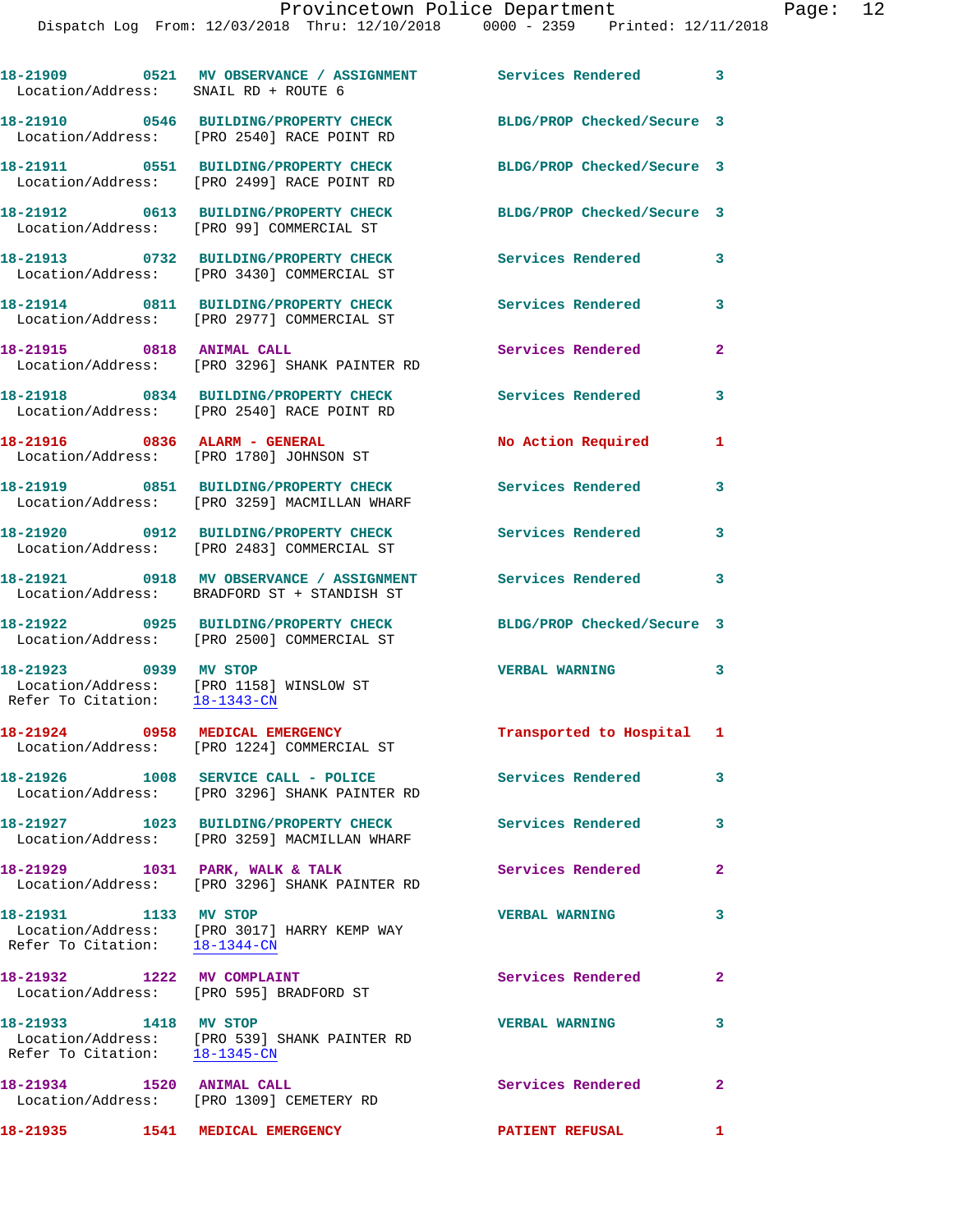18-21909 0521 MV OBSERVANCE / ASSIGNMENT Services Rendered 3
Location/Address: SNAIL RD + ROUTE 6

18-21910 0546 BUILDING/PROPERTY CHECK BLDG/PROP Checked/Secure 3
Location/Address: [PRO 2540] RACE POINT RD

18-21911 0551 BUILDING/PROPERTY CHECK BLDG/PROP Checked/Secure 3
Location/Address: [PRO 2499] RACE POINT RD

18-21912 0613 BUILDING/PROPERTY CHECK BLDG/PROP Checked/Secure 3
Location/Address: [PRO 99] COMMERCIAL ST

18-21913 0732 BUILDING/PROPERTY CHECK Services Rendered 3
Location/Address: [PRO 3430] COMMERCIAL ST

18-21914 0811 BUILDING/PROPERTY CHECK Services Rendered 3
Location/Address: [PRO 2977] COMMERCIAL ST

18-21915 0818 ANIMAL CALL Services Rendered 2
Location/Address: [PRO 3296] SHANK PAINTER RD

18-21918 0834 BUILDING/PROPERTY CHECK Services Rendered 3
Location/Address: [PRO 2540] RACE POINT RD

18-21916 0836 ALARM - GENERAL No Action Required 1
Location/Address: [PRO 1780] JOHNSON ST

18-21919 0851 BUILDING/PROPERTY CHECK Services Rendered 3
Location/Address: [PRO 3259] MACMILLAN WHARF

18-21920 0912 BUILDING/PROPERTY CHECK Services Rendered 3
Location/Address: [PRO 2483] COMMERCIAL ST

18-21921 0918 MV OBSERVANCE / ASSIGNMENT Services Rendered 3
Location/Address: BRADFORD ST + STANDISH ST

18-21922 0925 BUILDING/PROPERTY CHECK BLDG/PROP Checked/Secure 3
Location/Address: [PRO 2500] COMMERCIAL ST

18-21923 0939 MV STOP VERBAL WARNING 3
Location/Address: [PRO 1158] WINSLOW ST
Refer To Citation: 18-1343-CN

18-21924 0958 MEDICAL EMERGENCY Transported to Hospital 1
Location/Address: [PRO 1224] COMMERCIAL ST

18-21926 1008 SERVICE CALL - POLICE Services Rendered 3
Location/Address: [PRO 3296] SHANK PAINTER RD

18-21927 1023 BUILDING/PROPERTY CHECK Services Rendered 3
Location/Address: [PRO 3259] MACMILLAN WHARF

18-21929 1031 PARK, WALK & TALK Services Rendered 2
Location/Address: [PRO 3296] SHANK PAINTER RD

18-21931 1133 MV STOP VERBAL WARNING 3
Location/Address: [PRO 3017] HARRY KEMP WAY
Refer To Citation: 18-1344-CN

18-21932 1222 MV COMPLAINT Services Rendered 2
Location/Address: [PRO 595] BRADFORD ST

18-21933 1418 MV STOP VERBAL WARNING 3
Location/Address: [PRO 539] SHANK PAINTER RD
Refer To Citation: 18-1345-CN

18-21934 1520 ANIMAL CALL Services Rendered 2
Location/Address: [PRO 1309] CEMETERY RD

18-21935 1541 MEDICAL EMERGENCY PATIENT REFUSAL 1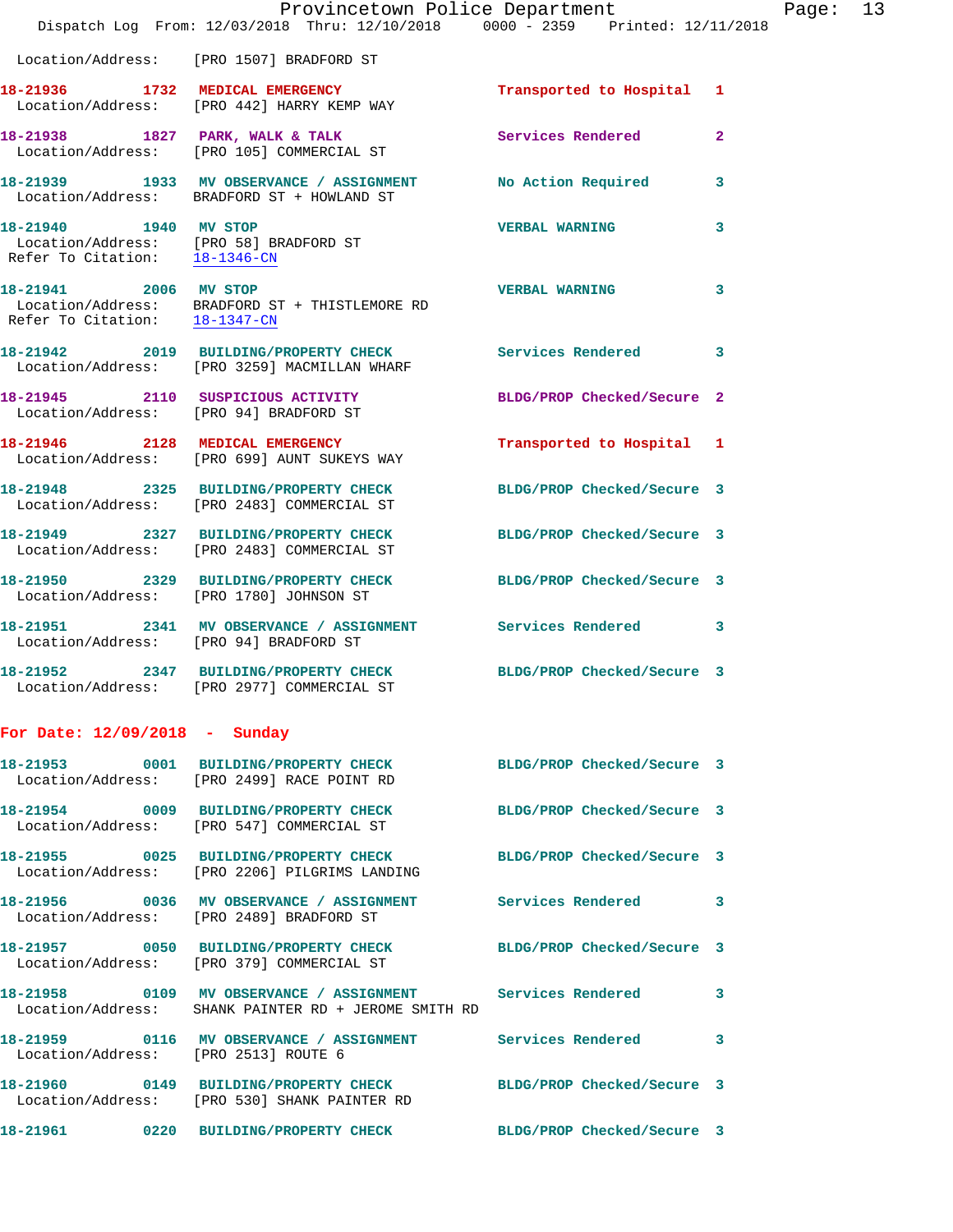Location/Address: [PRO 1507] BRADFORD ST

**18-21936 1732 MEDICAL EMERGENCY** Transported to Hospital 1
Location/Address: [PRO 442] HARRY KEMP WAY

**18-21938 1827 PARK, WALK & TALK** Services Rendered 2
Location/Address: [PRO 105] COMMERCIAL ST

**18-21939 1933 MV OBSERVANCE / ASSIGNMENT** No Action Required 3
Location/Address: BRADFORD ST + HOWLAND ST

**18-21940 1940 MV STOP** VERBAL WARNING 3
Location/Address: [PRO 58] BRADFORD ST
Refer To Citation: 18-1346-CN

**18-21941 2006 MV STOP** VERBAL WARNING 3
Location/Address: BRADFORD ST + THISTLEMORE RD
Refer To Citation: 18-1347-CN

**18-21942 2019 BUILDING/PROPERTY CHECK** Services Rendered 3
Location/Address: [PRO 3259] MACMILLAN WHARF

**18-21945 2110 SUSPICIOUS ACTIVITY** BLDG/PROP Checked/Secure 2
Location/Address: [PRO 94] BRADFORD ST

**18-21946 2128 MEDICAL EMERGENCY** Transported to Hospital 1
Location/Address: [PRO 699] AUNT SUKEYS WAY

**18-21948 2325 BUILDING/PROPERTY CHECK** BLDG/PROP Checked/Secure 3
Location/Address: [PRO 2483] COMMERCIAL ST

**18-21949 2327 BUILDING/PROPERTY CHECK** BLDG/PROP Checked/Secure 3
Location/Address: [PRO 2483] COMMERCIAL ST

**18-21950 2329 BUILDING/PROPERTY CHECK** BLDG/PROP Checked/Secure 3
Location/Address: [PRO 1780] JOHNSON ST

**18-21951 2341 MV OBSERVANCE / ASSIGNMENT** Services Rendered 3
Location/Address: [PRO 94] BRADFORD ST

**18-21952 2347 BUILDING/PROPERTY CHECK** BLDG/PROP Checked/Secure 3
Location/Address: [PRO 2977] COMMERCIAL ST

## For Date: 12/09/2018 - Sunday

**18-21953 0001 BUILDING/PROPERTY CHECK** BLDG/PROP Checked/Secure 3
Location/Address: [PRO 2499] RACE POINT RD

**18-21954 0009 BUILDING/PROPERTY CHECK** BLDG/PROP Checked/Secure 3
Location/Address: [PRO 547] COMMERCIAL ST

**18-21955 0025 BUILDING/PROPERTY CHECK** BLDG/PROP Checked/Secure 3
Location/Address: [PRO 2206] PILGRIMS LANDING

**18-21956 0036 MV OBSERVANCE / ASSIGNMENT** Services Rendered 3
Location/Address: [PRO 2489] BRADFORD ST

**18-21957 0050 BUILDING/PROPERTY CHECK** BLDG/PROP Checked/Secure 3
Location/Address: [PRO 379] COMMERCIAL ST

**18-21958 0109 MV OBSERVANCE / ASSIGNMENT** Services Rendered 3
Location/Address: SHANK PAINTER RD + JEROME SMITH RD

**18-21959 0116 MV OBSERVANCE / ASSIGNMENT** Services Rendered 3
Location/Address: [PRO 2513] ROUTE 6

**18-21960 0149 BUILDING/PROPERTY CHECK** BLDG/PROP Checked/Secure 3
Location/Address: [PRO 530] SHANK PAINTER RD

**18-21961 0220 BUILDING/PROPERTY CHECK** BLDG/PROP Checked/Secure 3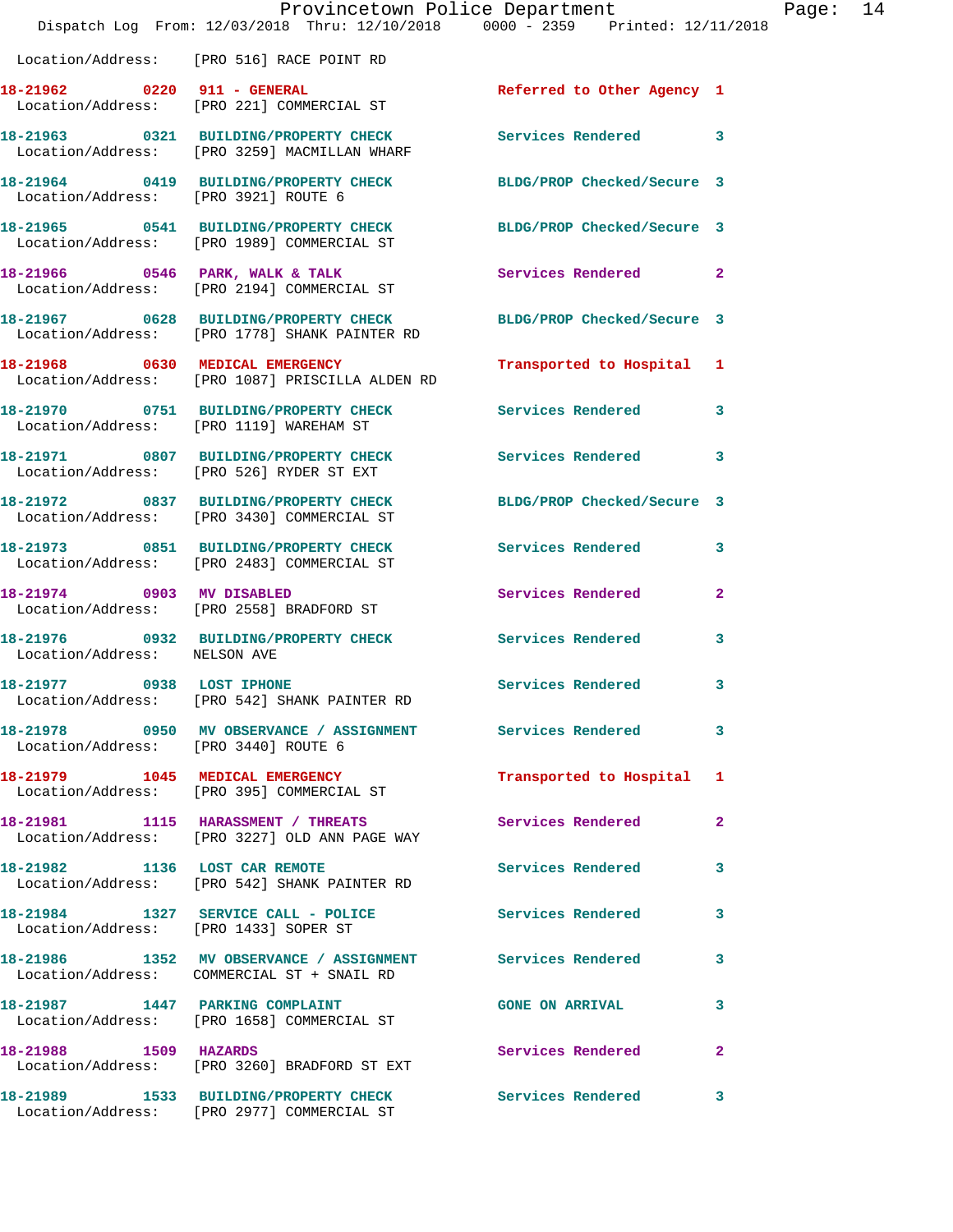Location/Address: [PRO 516] RACE POINT RD

18-21962 0220 911 - GENERAL Referred to Other Agency 1
Location/Address: [PRO 221] COMMERCIAL ST

18-21963 0321 BUILDING/PROPERTY CHECK Services Rendered 3
Location/Address: [PRO 3259] MACMILLAN WHARF

18-21964 0419 BUILDING/PROPERTY CHECK BLDG/PROP Checked/Secure 3
Location/Address: [PRO 3921] ROUTE 6

18-21965 0541 BUILDING/PROPERTY CHECK BLDG/PROP Checked/Secure 3
Location/Address: [PRO 1989] COMMERCIAL ST

18-21966 0546 PARK, WALK & TALK Services Rendered 2
Location/Address: [PRO 2194] COMMERCIAL ST

18-21967 0628 BUILDING/PROPERTY CHECK BLDG/PROP Checked/Secure 3
Location/Address: [PRO 1778] SHANK PAINTER RD

18-21968 0630 MEDICAL EMERGENCY Transported to Hospital 1
Location/Address: [PRO 1087] PRISCILLA ALDEN RD

18-21970 0751 BUILDING/PROPERTY CHECK Services Rendered 3
Location/Address: [PRO 1119] WAREHAM ST

18-21971 0807 BUILDING/PROPERTY CHECK Services Rendered 3
Location/Address: [PRO 526] RYDER ST EXT

18-21972 0837 BUILDING/PROPERTY CHECK BLDG/PROP Checked/Secure 3
Location/Address: [PRO 3430] COMMERCIAL ST

18-21973 0851 BUILDING/PROPERTY CHECK Services Rendered 3
Location/Address: [PRO 2483] COMMERCIAL ST

18-21974 0903 MV DISABLED Services Rendered 2
Location/Address: [PRO 2558] BRADFORD ST

18-21976 0932 BUILDING/PROPERTY CHECK Services Rendered 3
Location/Address: NELSON AVE

18-21977 0938 LOST IPHONE Services Rendered 3
Location/Address: [PRO 542] SHANK PAINTER RD

18-21978 0950 MV OBSERVANCE / ASSIGNMENT Services Rendered 3
Location/Address: [PRO 3440] ROUTE 6

18-21979 1045 MEDICAL EMERGENCY Transported to Hospital 1
Location/Address: [PRO 395] COMMERCIAL ST

18-21981 1115 HARASSMENT / THREATS Services Rendered 2
Location/Address: [PRO 3227] OLD ANN PAGE WAY

18-21982 1136 LOST CAR REMOTE Services Rendered 3
Location/Address: [PRO 542] SHANK PAINTER RD

18-21984 1327 SERVICE CALL - POLICE Services Rendered 3
Location/Address: [PRO 1433] SOPER ST

18-21986 1352 MV OBSERVANCE / ASSIGNMENT Services Rendered 3
Location/Address: COMMERCIAL ST + SNAIL RD

18-21987 1447 PARKING COMPLAINT GONE ON ARRIVAL 3
Location/Address: [PRO 1658] COMMERCIAL ST

18-21988 1509 HAZARDS Services Rendered 2
Location/Address: [PRO 3260] BRADFORD ST EXT

18-21989 1533 BUILDING/PROPERTY CHECK Services Rendered 3
Location/Address: [PRO 2977] COMMERCIAL ST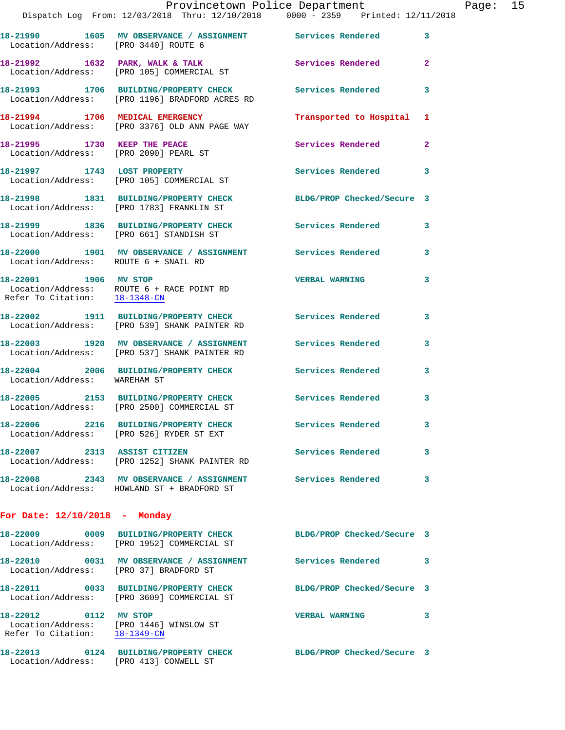18-21990 1605 MV OBSERVANCE / ASSIGNMENT Services Rendered 3
Location/Address: [PRO 3440] ROUTE 6

18-21992 1632 PARK, WALK & TALK Services Rendered 2
Location/Address: [PRO 105] COMMERCIAL ST

18-21993 1706 BUILDING/PROPERTY CHECK Services Rendered 3
Location/Address: [PRO 1196] BRADFORD ACRES RD

18-21994 1706 MEDICAL EMERGENCY Transported to Hospital 1
Location/Address: [PRO 3376] OLD ANN PAGE WAY

18-21995 1730 KEEP THE PEACE Services Rendered 2
Location/Address: [PRO 2090] PEARL ST

18-21997 1743 LOST PROPERTY Services Rendered 3
Location/Address: [PRO 105] COMMERCIAL ST

18-21998 1831 BUILDING/PROPERTY CHECK BLDG/PROP Checked/Secure 3
Location/Address: [PRO 1783] FRANKLIN ST

18-21999 1836 BUILDING/PROPERTY CHECK Services Rendered 3
Location/Address: [PRO 661] STANDISH ST

18-22000 1901 MV OBSERVANCE / ASSIGNMENT Services Rendered 3
Location/Address: ROUTE 6 + SNAIL RD

18-22001 1906 MV STOP VERBAL WARNING 3
Location/Address: ROUTE 6 + RACE POINT RD
Refer To Citation: 18-1348-CN

18-22002 1911 BUILDING/PROPERTY CHECK Services Rendered 3
Location/Address: [PRO 539] SHANK PAINTER RD

18-22003 1920 MV OBSERVANCE / ASSIGNMENT Services Rendered 3
Location/Address: [PRO 537] SHANK PAINTER RD

18-22004 2006 BUILDING/PROPERTY CHECK Services Rendered 3
Location/Address: WAREHAM ST

18-22005 2153 BUILDING/PROPERTY CHECK Services Rendered 3
Location/Address: [PRO 2500] COMMERCIAL ST

18-22006 2216 BUILDING/PROPERTY CHECK Services Rendered 3
Location/Address: [PRO 526] RYDER ST EXT

18-22007 2313 ASSIST CITIZEN Services Rendered 3
Location/Address: [PRO 1252] SHANK PAINTER RD

18-22008 2343 MV OBSERVANCE / ASSIGNMENT Services Rendered 3
Location/Address: HOWLAND ST + BRADFORD ST

**For Date: 12/10/2018 - Monday**

18-22009 0009 BUILDING/PROPERTY CHECK BLDG/PROP Checked/Secure 3
Location/Address: [PRO 1952] COMMERCIAL ST

18-22010 0031 MV OBSERVANCE / ASSIGNMENT Services Rendered 3
Location/Address: [PRO 37] BRADFORD ST

18-22011 0033 BUILDING/PROPERTY CHECK BLDG/PROP Checked/Secure 3
Location/Address: [PRO 3609] COMMERCIAL ST

18-22012 0112 MV STOP VERBAL WARNING 3
Location/Address: [PRO 1446] WINSLOW ST
Refer To Citation: 18-1349-CN

18-22013 0124 BUILDING/PROPERTY CHECK BLDG/PROP Checked/Secure 3
Location/Address: [PRO 413] CONWELL ST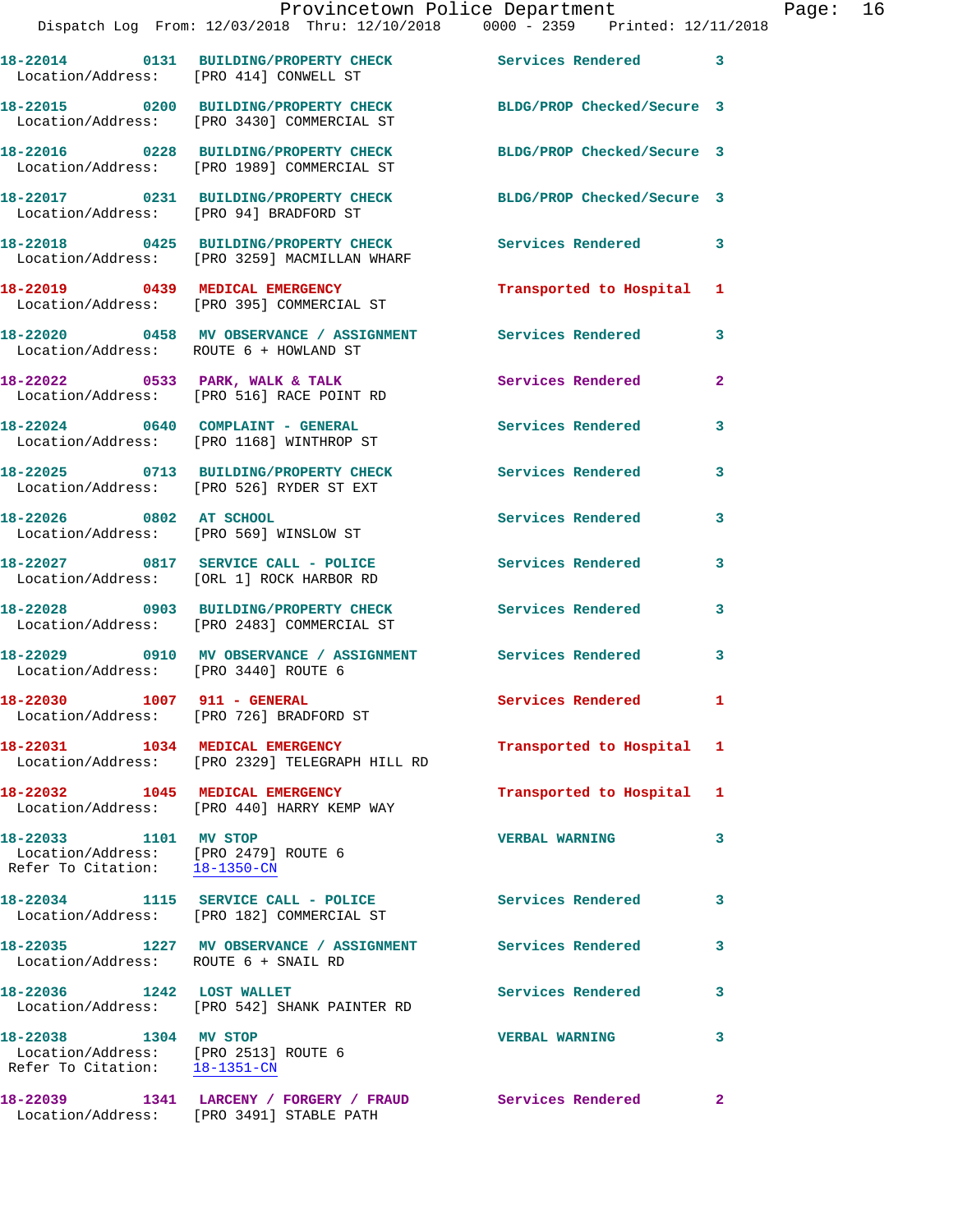18-22014 0131 BUILDING/PROPERTY CHECK Services Rendered 3
Location/Address: [PRO 414] CONWELL ST

18-22015 0200 BUILDING/PROPERTY CHECK BLDG/PROP Checked/Secure 3
Location/Address: [PRO 3430] COMMERCIAL ST

18-22016 0228 BUILDING/PROPERTY CHECK BLDG/PROP Checked/Secure 3
Location/Address: [PRO 1989] COMMERCIAL ST

18-22017 0231 BUILDING/PROPERTY CHECK BLDG/PROP Checked/Secure 3
Location/Address: [PRO 94] BRADFORD ST

18-22018 0425 BUILDING/PROPERTY CHECK Services Rendered 3
Location/Address: [PRO 3259] MACMILLAN WHARF

18-22019 0439 MEDICAL EMERGENCY Transported to Hospital 1
Location/Address: [PRO 395] COMMERCIAL ST

18-22020 0458 MV OBSERVANCE / ASSIGNMENT Services Rendered 3
Location/Address: ROUTE 6 + HOWLAND ST

18-22022 0533 PARK, WALK & TALK Services Rendered 2
Location/Address: [PRO 516] RACE POINT RD

18-22024 0640 COMPLAINT - GENERAL Services Rendered 3
Location/Address: [PRO 1168] WINTHROP ST

18-22025 0713 BUILDING/PROPERTY CHECK Services Rendered 3
Location/Address: [PRO 526] RYDER ST EXT

18-22026 0802 AT SCHOOL Services Rendered 3
Location/Address: [PRO 569] WINSLOW ST

18-22027 0817 SERVICE CALL - POLICE Services Rendered 3
Location/Address: [ORL 1] ROCK HARBOR RD

18-22028 0903 BUILDING/PROPERTY CHECK Services Rendered 3
Location/Address: [PRO 2483] COMMERCIAL ST

18-22029 0910 MV OBSERVANCE / ASSIGNMENT Services Rendered 3
Location/Address: [PRO 3440] ROUTE 6

18-22030 1007 911 - GENERAL Services Rendered 1
Location/Address: [PRO 726] BRADFORD ST

18-22031 1034 MEDICAL EMERGENCY Transported to Hospital 1
Location/Address: [PRO 2329] TELEGRAPH HILL RD

18-22032 1045 MEDICAL EMERGENCY Transported to Hospital 1
Location/Address: [PRO 440] HARRY KEMP WAY

18-22033 1101 MV STOP VERBAL WARNING 3
Location/Address: [PRO 2479] ROUTE 6
Refer To Citation: 18-1350-CN

18-22034 1115 SERVICE CALL - POLICE Services Rendered 3
Location/Address: [PRO 182] COMMERCIAL ST

18-22035 1227 MV OBSERVANCE / ASSIGNMENT Services Rendered 3
Location/Address: ROUTE 6 + SNAIL RD

18-22036 1242 LOST WALLET Services Rendered 3
Location/Address: [PRO 542] SHANK PAINTER RD

18-22038 1304 MV STOP VERBAL WARNING 3
Location/Address: [PRO 2513] ROUTE 6
Refer To Citation: 18-1351-CN

18-22039 1341 LARCENY / FORGERY / FRAUD Services Rendered 2
Location/Address: [PRO 3491] STABLE PATH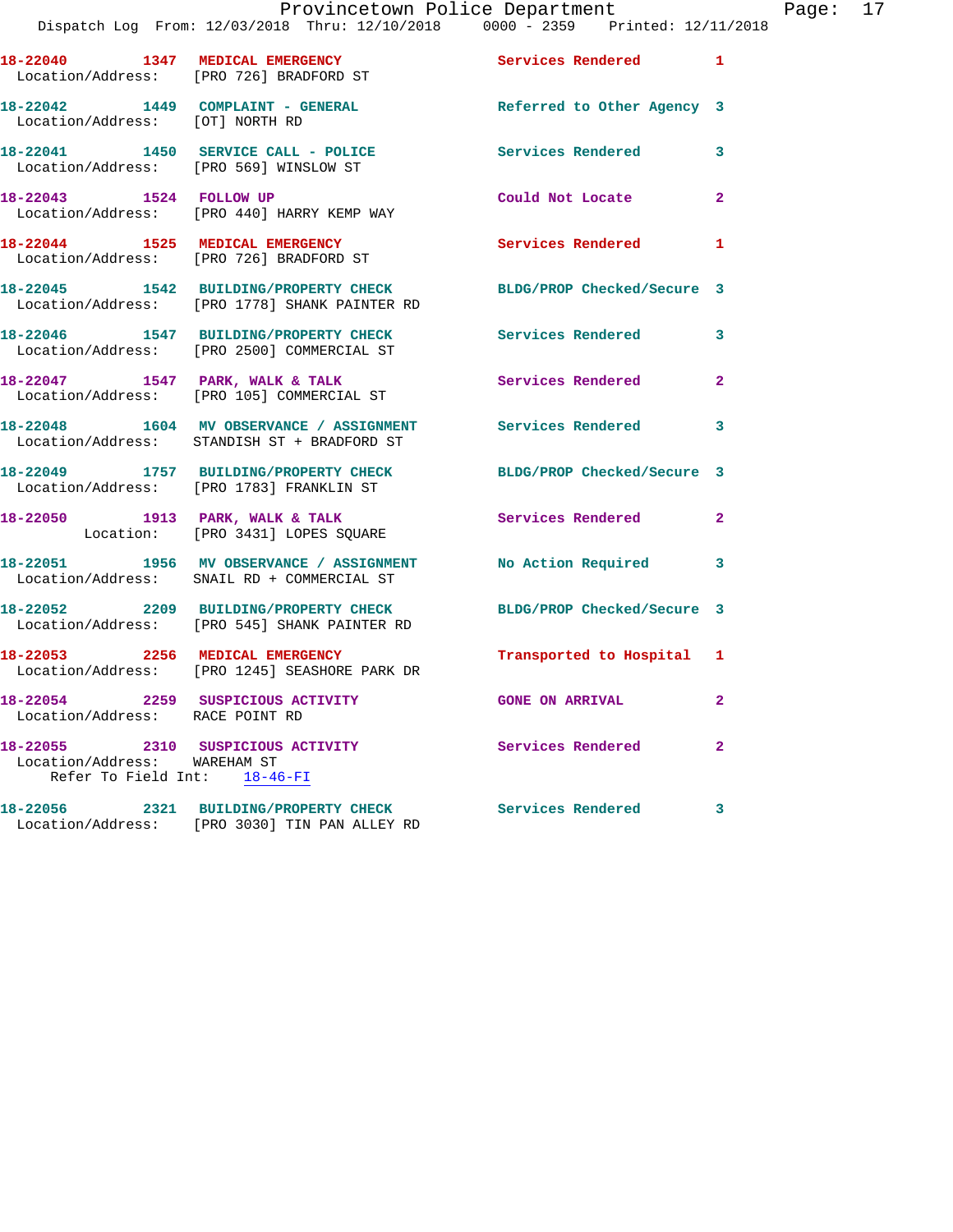18-22040 1347 MEDICAL EMERGENCY Services Rendered 1
Location/Address: [PRO 726] BRADFORD ST

18-22042 1449 COMPLAINT - GENERAL Referred to Other Agency 3
Location/Address: [OT] NORTH RD

18-22041 1450 SERVICE CALL - POLICE Services Rendered 3
Location/Address: [PRO 569] WINSLOW ST

18-22043 1524 FOLLOW UP Could Not Locate 2
Location/Address: [PRO 440] HARRY KEMP WAY

18-22044 1525 MEDICAL EMERGENCY Services Rendered 1
Location/Address: [PRO 726] BRADFORD ST

18-22045 1542 BUILDING/PROPERTY CHECK BLDG/PROP Checked/Secure 3
Location/Address: [PRO 1778] SHANK PAINTER RD

18-22046 1547 BUILDING/PROPERTY CHECK Services Rendered 3
Location/Address: [PRO 2500] COMMERCIAL ST

18-22047 1547 PARK, WALK & TALK Services Rendered 2
Location/Address: [PRO 105] COMMERCIAL ST

18-22048 1604 MV OBSERVANCE / ASSIGNMENT Services Rendered 3
Location/Address: STANDISH ST + BRADFORD ST

18-22049 1757 BUILDING/PROPERTY CHECK BLDG/PROP Checked/Secure 3
Location/Address: [PRO 1783] FRANKLIN ST

18-22050 1913 PARK, WALK & TALK Services Rendered 2
Location: [PRO 3431] LOPES SQUARE

18-22051 1956 MV OBSERVANCE / ASSIGNMENT No Action Required 3
Location/Address: SNAIL RD + COMMERCIAL ST

18-22052 2209 BUILDING/PROPERTY CHECK BLDG/PROP Checked/Secure 3
Location/Address: [PRO 545] SHANK PAINTER RD

18-22053 2256 MEDICAL EMERGENCY Transported to Hospital 1
Location/Address: [PRO 1245] SEASHORE PARK DR

18-22054 2259 SUSPICIOUS ACTIVITY GONE ON ARRIVAL 2
Location/Address: RACE POINT RD

18-22055 2310 SUSPICIOUS ACTIVITY Services Rendered 2
Location/Address: WAREHAM ST
Refer To Field Int: 18-46-FI

18-22056 2321 BUILDING/PROPERTY CHECK Services Rendered 3
Location/Address: [PRO 3030] TIN PAN ALLEY RD